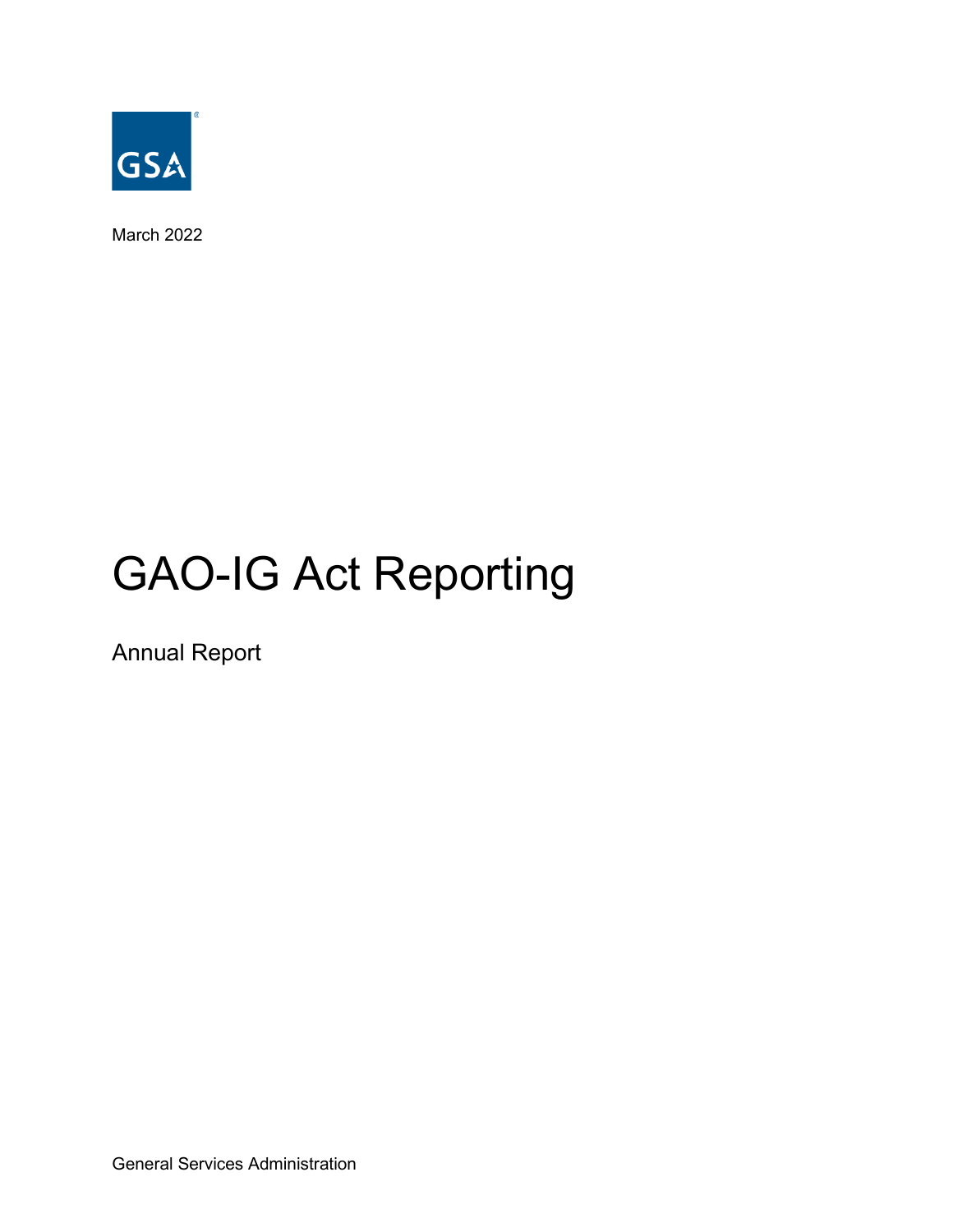GSA

March 2022

# GAO-IG Act Reporting

## Annual Report

General Services Administration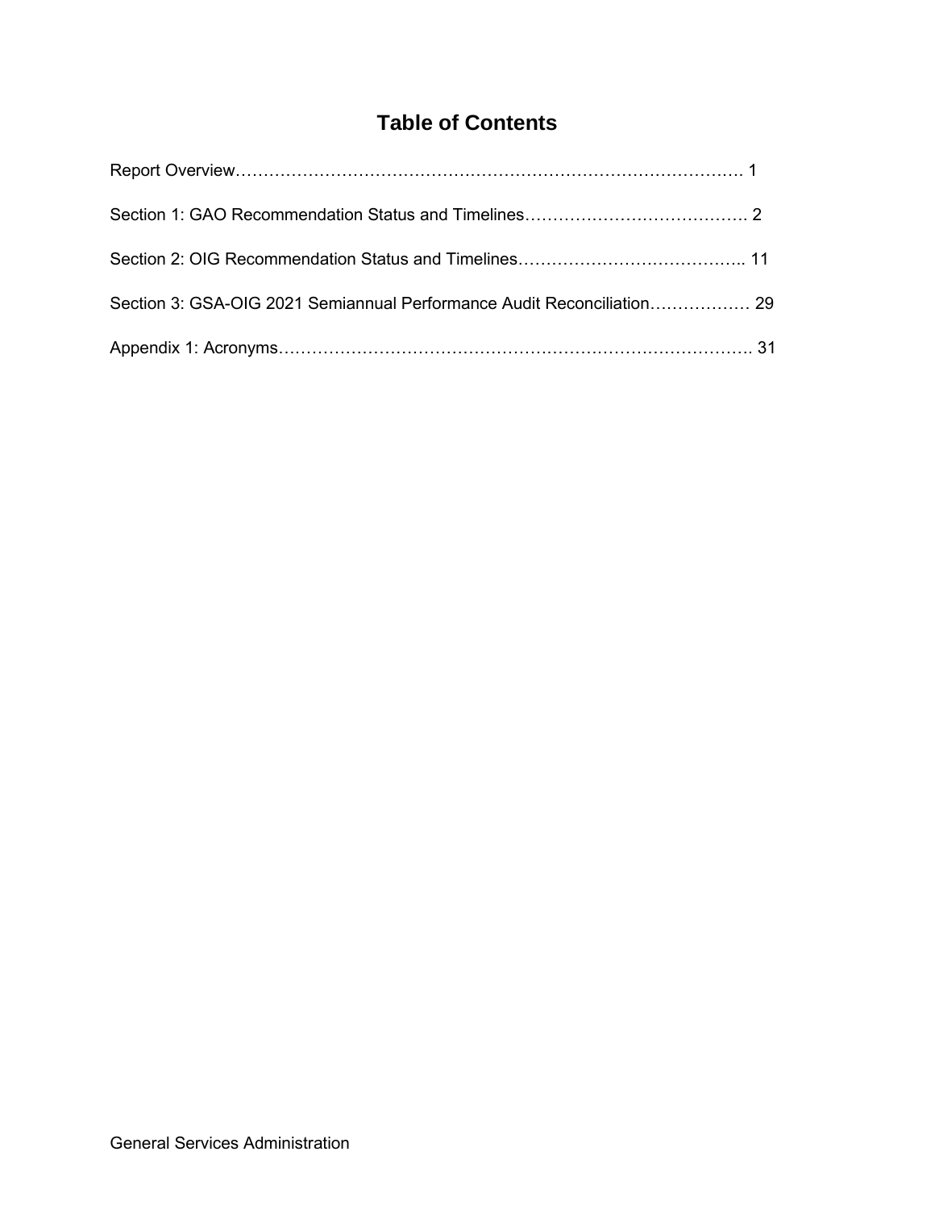# Table of Contents

Report Overview……………………………………………………………………………… 1

Section 1: GAO Recommendation Status and Timelines…………………………………. 2

Section 2: OIG Recommendation Status and Timelines………………………………….. 11

Section 3: GSA-OIG 2021 Semiannual Performance Audit Reconciliation……………… 29

Appendix 1: Acronyms………………………………………………………………………. 31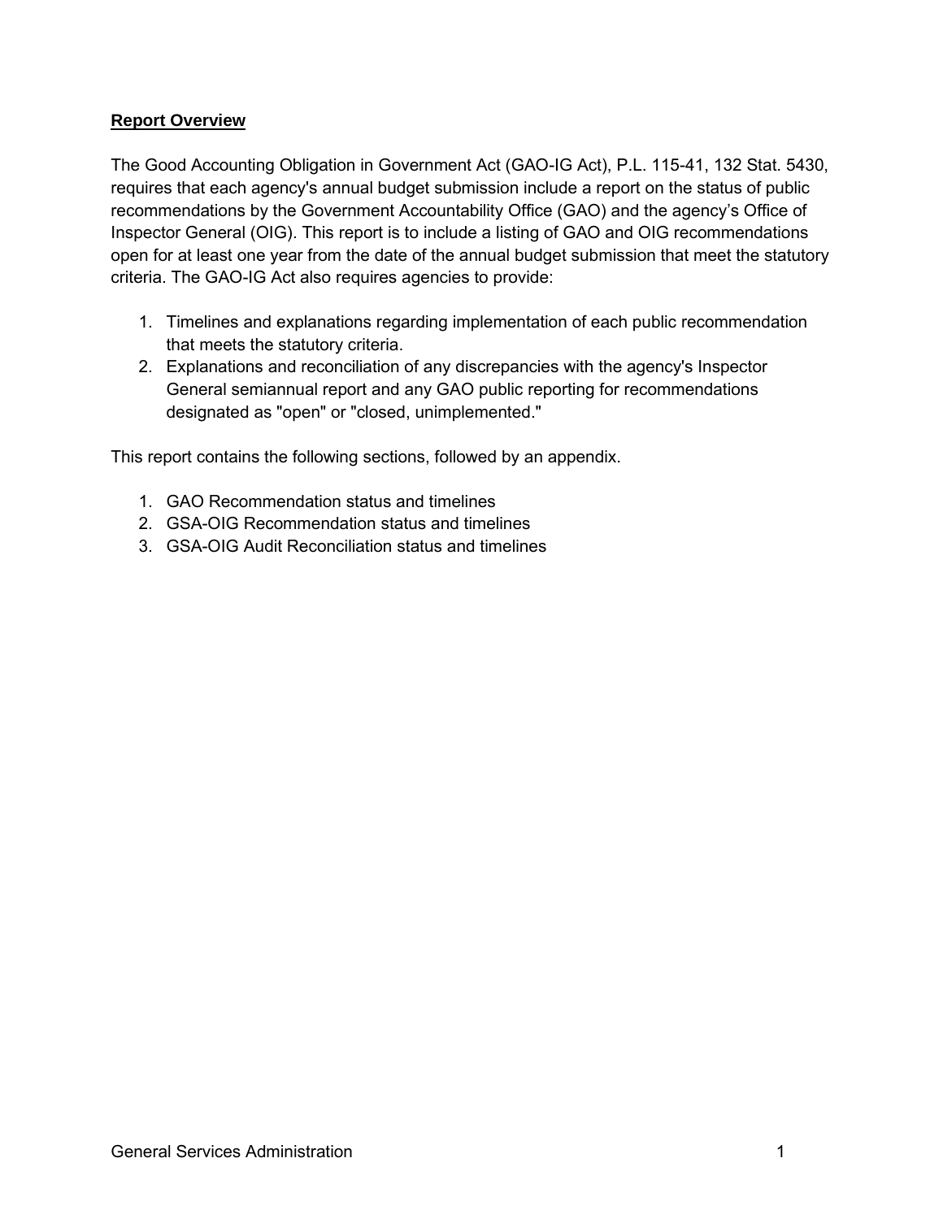**Report Overview**

The Good Accounting Obligation in Government Act (GAO-IG Act), P.L. 115-41, 132 Stat. 5430, requires that each agency's annual budget submission include a report on the status of public recommendations by the Government Accountability Office (GAO) and the agency's Office of Inspector General (OIG). This report is to include a listing of GAO and OIG recommendations open for at least one year from the date of the annual budget submission that meet the statutory criteria. The GAO-IG Act also requires agencies to provide:

1. Timelines and explanations regarding implementation of each public recommendation that meets the statutory criteria.
2. Explanations and reconciliation of any discrepancies with the agency's Inspector General semiannual report and any GAO public reporting for recommendations designated as "open" or "closed, unimplemented."

This report contains the following sections, followed by an appendix.

1. GAO Recommendation status and timelines
2. GSA-OIG Recommendation status and timelines
3. GSA-OIG Audit Reconciliation status and timelines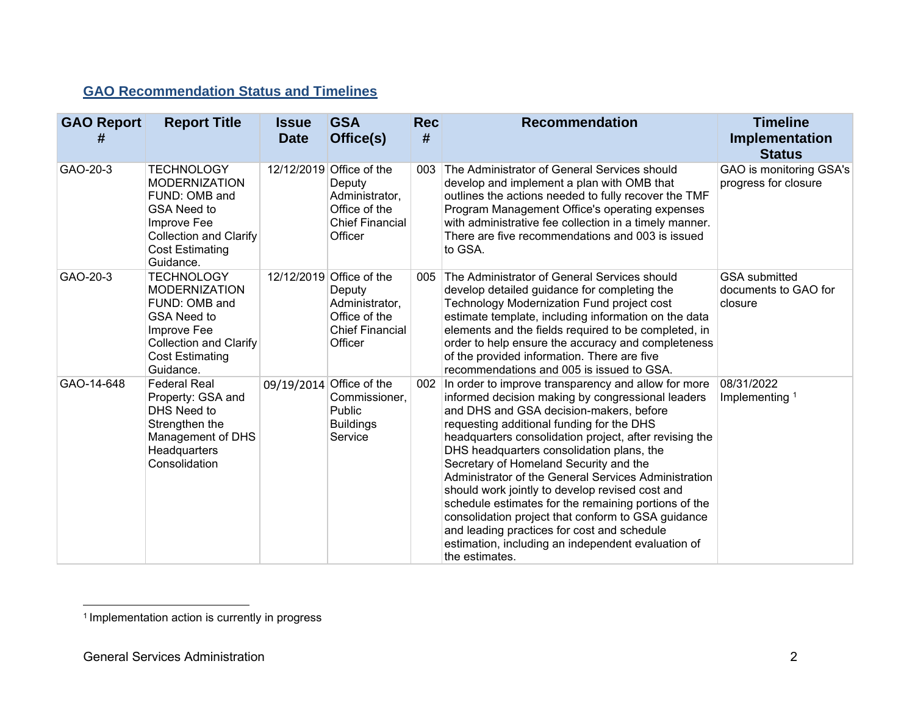## GAO Recommendation Status and Timelines

| GAO Report # | Report Title | Issue Date | GSA Office(s) | Rec # | Recommendation | Timeline Implementation Status |
|---|---|---|---|---|---|---|
| GAO-20-3 | TECHNOLOGY MODERNIZATION FUND: OMB and GSA Need to Improve Fee Collection and Clarify Cost Estimating Guidance. | 12/12/2019 | Office of the Deputy Administrator, Office of the Chief Financial Officer | 003 | The Administrator of General Services should develop and implement a plan with OMB that outlines the actions needed to fully recover the TMF Program Management Office's operating expenses with administrative fee collection in a timely manner. There are five recommendations and 003 is issued to GSA. | GAO is monitoring GSA's progress for closure |
| GAO-20-3 | TECHNOLOGY MODERNIZATION FUND: OMB and GSA Need to Improve Fee Collection and Clarify Cost Estimating Guidance. | 12/12/2019 | Office of the Deputy Administrator, Office of the Chief Financial Officer | 005 | The Administrator of General Services should develop detailed guidance for completing the Technology Modernization Fund project cost estimate template, including information on the data elements and the fields required to be completed, in order to help ensure the accuracy and completeness of the provided information. There are five recommendations and 005 is issued to GSA. | GSA submitted documents to GAO for closure |
| GAO-14-648 | Federal Real Property: GSA and DHS Need to Strengthen the Management of DHS Headquarters Consolidation | 09/19/2014 | Office of the Commissioner, Public Buildings Service | 002 | In order to improve transparency and allow for more informed decision making by congressional leaders and DHS and GSA decision-makers, before requesting additional funding for the DHS headquarters consolidation project, after revising the DHS headquarters consolidation plans, the Secretary of Homeland Security and the Administrator of the General Services Administration should work jointly to develop revised cost and schedule estimates for the remaining portions of the consolidation project that conform to GSA guidance and leading practices for cost and schedule estimation, including an independent evaluation of the estimates. | 08/31/2022 Implementing [1] |

[1] Implementation action is currently in progress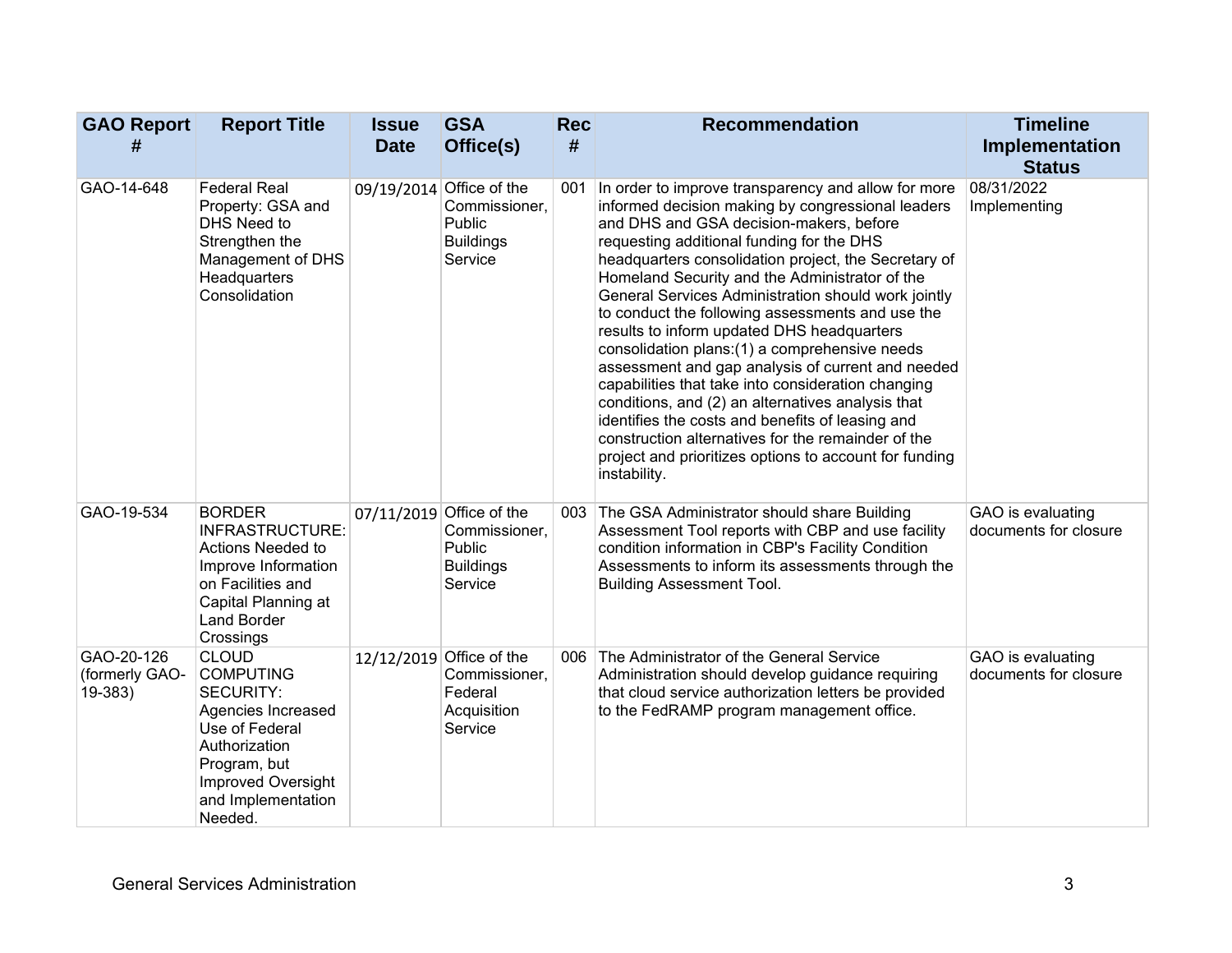| GAO Report # | Report Title | Issue Date | GSA Office(s) | Rec # | Recommendation | Timeline Implementation Status |
|---|---|---|---|---|---|---|
| GAO-14-648 | Federal Real Property: GSA and DHS Need to Strengthen the Management of DHS Headquarters Consolidation | 09/19/2014 | Office of the Commissioner, Public Buildings Service | 001 | In order to improve transparency and allow for more informed decision making by congressional leaders and DHS and GSA decision-makers, before requesting additional funding for the DHS headquarters consolidation project, the Secretary of Homeland Security and the Administrator of the General Services Administration should work jointly to conduct the following assessments and use the results to inform updated DHS headquarters consolidation plans:(1) a comprehensive needs assessment and gap analysis of current and needed capabilities that take into consideration changing conditions, and (2) an alternatives analysis that identifies the costs and benefits of leasing and construction alternatives for the remainder of the project and prioritizes options to account for funding instability. | 08/31/2022 Implementing |
| GAO-19-534 | BORDER INFRASTRUCTURE: Actions Needed to Improve Information on Facilities and Capital Planning at Land Border Crossings | 07/11/2019 | Office of the Commissioner, Public Buildings Service | 003 | The GSA Administrator should share Building Assessment Tool reports with CBP and use facility condition information in CBP's Facility Condition Assessments to inform its assessments through the Building Assessment Tool. | GAO is evaluating documents for closure |
| GAO-20-126 (formerly GAO-19-383) | CLOUD COMPUTING SECURITY: Agencies Increased Use of Federal Authorization Program, but Improved Oversight and Implementation Needed. | 12/12/2019 | Office of the Commissioner, Federal Acquisition Service | 006 | The Administrator of the General Service Administration should develop guidance requiring that cloud service authorization letters be provided to the FedRAMP program management office. | GAO is evaluating documents for closure |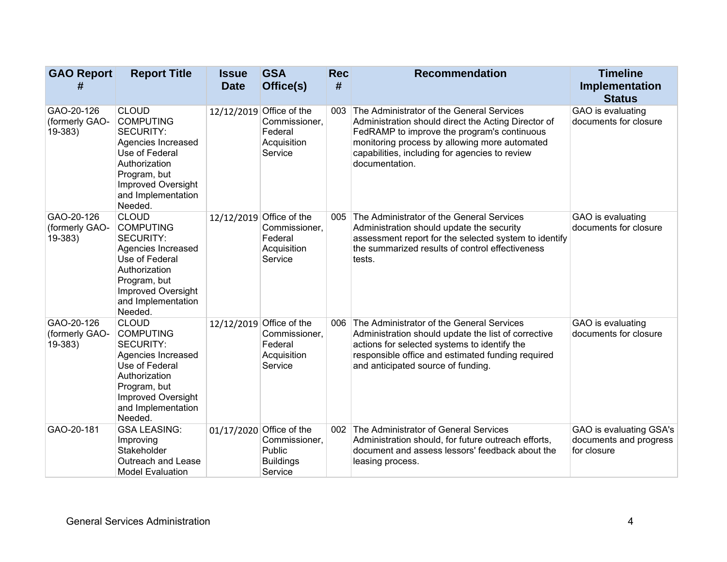| GAO Report # | Report Title | Issue Date | GSA Office(s) | Rec # | Recommendation | Timeline Implementation Status |
|---|---|---|---|---|---|---|
| GAO-20-126 (formerly GAO-19-383) | CLOUD COMPUTING SECURITY: Agencies Increased Use of Federal Authorization Program, but Improved Oversight and Implementation Needed. | 12/12/2019 | Office of the Commissioner, Federal Acquisition Service | 003 | The Administrator of the General Services Administration should direct the Acting Director of FedRAMP to improve the program's continuous monitoring process by allowing more automated capabilities, including for agencies to review documentation. | GAO is evaluating documents for closure |
| GAO-20-126 (formerly GAO-19-383) | CLOUD COMPUTING SECURITY: Agencies Increased Use of Federal Authorization Program, but Improved Oversight and Implementation Needed. | 12/12/2019 | Office of the Commissioner, Federal Acquisition Service | 005 | The Administrator of the General Services Administration should update the security assessment report for the selected system to identify the summarized results of control effectiveness tests. | GAO is evaluating documents for closure |
| GAO-20-126 (formerly GAO-19-383) | CLOUD COMPUTING SECURITY: Agencies Increased Use of Federal Authorization Program, but Improved Oversight and Implementation Needed. | 12/12/2019 | Office of the Commissioner, Federal Acquisition Service | 006 | The Administrator of the General Services Administration should update the list of corrective actions for selected systems to identify the responsible office and estimated funding required and anticipated source of funding. | GAO is evaluating documents for closure |
| GAO-20-181 | GSA LEASING: Improving Stakeholder Outreach and Lease Model Evaluation | 01/17/2020 | Office of the Commissioner, Public Buildings Service | 002 | The Administrator of General Services Administration should, for future outreach efforts, document and assess lessors' feedback about the leasing process. | GAO is evaluating GSA's documents and progress for closure |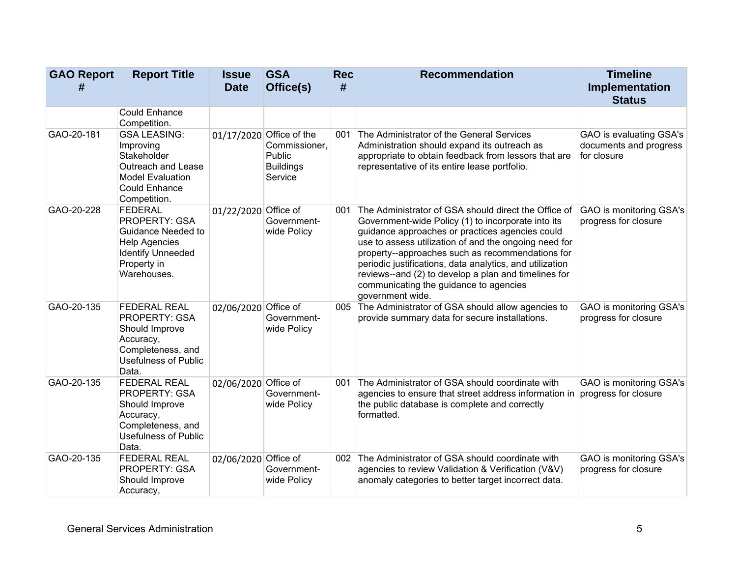| GAO Report # | Report Title | Issue Date | GSA Office(s) | Rec # | Recommendation | Timeline Implementation Status |
|---|---|---|---|---|---|---|
| | Could Enhance Competition. | | | | | |
| GAO-20-181 | GSA LEASING: Improving Stakeholder Outreach and Lease Model Evaluation Could Enhance Competition. | 01/17/2020 | Office of the Commissioner, Public Buildings Service | 001 | The Administrator of the General Services Administration should expand its outreach as appropriate to obtain feedback from lessors that are representative of its entire lease portfolio. | GAO is evaluating GSA's documents and progress for closure |
| GAO-20-228 | FEDERAL PROPERTY: GSA Guidance Needed to Help Agencies Identify Unneeded Property in Warehouses. | 01/22/2020 | Office of Government-wide Policy | 001 | The Administrator of GSA should direct the Office of Government-wide Policy (1) to incorporate into its guidance approaches or practices agencies could use to assess utilization of and the ongoing need for property--approaches such as recommendations for periodic justifications, data analytics, and utilization reviews--and (2) to develop a plan and timelines for communicating the guidance to agencies government wide. | GAO is monitoring GSA's progress for closure |
| GAO-20-135 | FEDERAL REAL PROPERTY: GSA Should Improve Accuracy, Completeness, and Usefulness of Public Data. | 02/06/2020 | Office of Government-wide Policy | 005 | The Administrator of GSA should allow agencies to provide summary data for secure installations. | GAO is monitoring GSA's progress for closure |
| GAO-20-135 | FEDERAL REAL PROPERTY: GSA Should Improve Accuracy, Completeness, and Usefulness of Public Data. | 02/06/2020 | Office of Government-wide Policy | 001 | The Administrator of GSA should coordinate with agencies to ensure that street address information in the public database is complete and correctly formatted. | GAO is monitoring GSA's progress for closure |
| GAO-20-135 | FEDERAL REAL PROPERTY: GSA Should Improve Accuracy, | 02/06/2020 | Office of Government-wide Policy | 002 | The Administrator of GSA should coordinate with agencies to review Validation & Verification (V&V) anomaly categories to better target incorrect data. | GAO is monitoring GSA's progress for closure |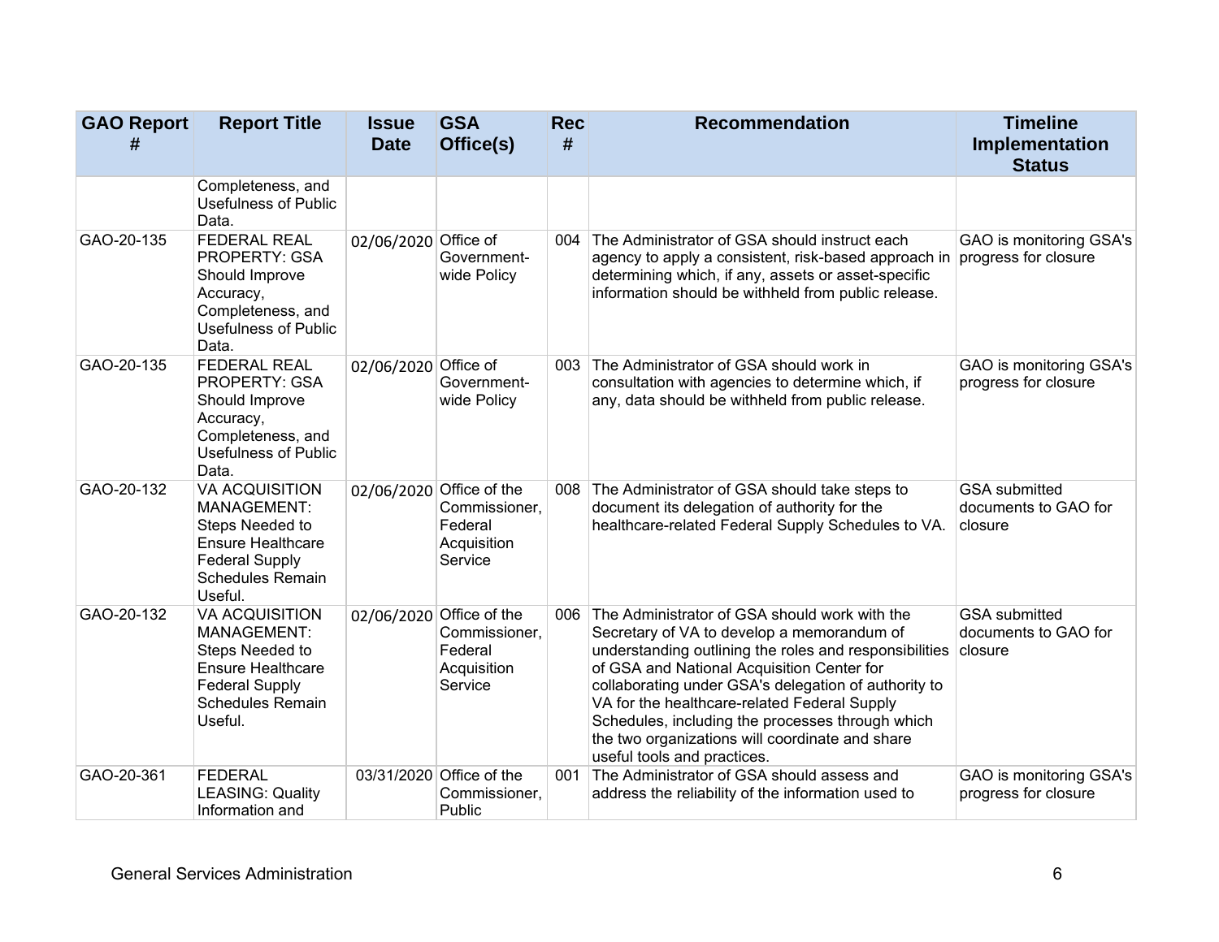| GAO Report # | Report Title | Issue Date | GSA Office(s) | Rec # | Recommendation | Timeline Implementation Status |
|---|---|---|---|---|---|---|
| | Completeness, and Usefulness of Public Data. | | | | | |
| GAO-20-135 | FEDERAL REAL PROPERTY: GSA Should Improve Accuracy, Completeness, and Usefulness of Public Data. | 02/06/2020 | Office of Government-wide Policy | 004 | The Administrator of GSA should instruct each agency to apply a consistent, risk-based approach in determining which, if any, assets or asset-specific information should be withheld from public release. | GAO is monitoring GSA's progress for closure |
| GAO-20-135 | FEDERAL REAL PROPERTY: GSA Should Improve Accuracy, Completeness, and Usefulness of Public Data. | 02/06/2020 | Office of Government-wide Policy | 003 | The Administrator of GSA should work in consultation with agencies to determine which, if any, data should be withheld from public release. | GAO is monitoring GSA's progress for closure |
| GAO-20-132 | VA ACQUISITION MANAGEMENT: Steps Needed to Ensure Healthcare Federal Supply Schedules Remain Useful. | 02/06/2020 | Office of the Commissioner, Federal Acquisition Service | 008 | The Administrator of GSA should take steps to document its delegation of authority for the healthcare-related Federal Supply Schedules to VA. | GSA submitted documents to GAO for closure |
| GAO-20-132 | VA ACQUISITION MANAGEMENT: Steps Needed to Ensure Healthcare Federal Supply Schedules Remain Useful. | 02/06/2020 | Office of the Commissioner, Federal Acquisition Service | 006 | The Administrator of GSA should work with the Secretary of VA to develop a memorandum of understanding outlining the roles and responsibilities of GSA and National Acquisition Center for collaborating under GSA's delegation of authority to VA for the healthcare-related Federal Supply Schedules, including the processes through which the two organizations will coordinate and share useful tools and practices. | GSA submitted documents to GAO for closure |
| GAO-20-361 | FEDERAL LEASING: Quality Information and | 03/31/2020 | Office of the Commissioner, Public | 001 | The Administrator of GSA should assess and address the reliability of the information used to | GAO is monitoring GSA's progress for closure |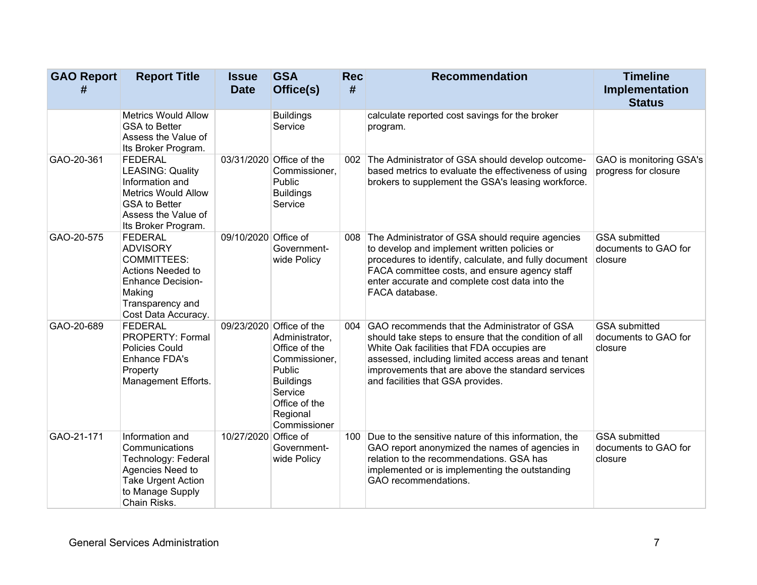| GAO Report # | Report Title | Issue Date | GSA Office(s) | Rec # | Recommendation | Timeline Implementation Status |
|---|---|---|---|---|---|---|
| | Metrics Would Allow GSA to Better Assess the Value of Its Broker Program. | | Buildings Service | | calculate reported cost savings for the broker program. | |
| GAO-20-361 | FEDERAL LEASING: Quality Information and Metrics Would Allow GSA to Better Assess the Value of Its Broker Program. | 03/31/2020 | Office of the Commissioner, Public Buildings Service | 002 | The Administrator of GSA should develop outcome-based metrics to evaluate the effectiveness of using brokers to supplement the GSA's leasing workforce. | GAO is monitoring GSA's progress for closure |
| GAO-20-575 | FEDERAL ADVISORY COMMITTEES: Actions Needed to Enhance Decision-Making Transparency and Cost Data Accuracy. | 09/10/2020 | Office of Government-wide Policy | 008 | The Administrator of GSA should require agencies to develop and implement written policies or procedures to identify, calculate, and fully document FACA committee costs, and ensure agency staff enter accurate and complete cost data into the FACA database. | GSA submitted documents to GAO for closure |
| GAO-20-689 | FEDERAL PROPERTY: Formal Policies Could Enhance FDA's Property Management Efforts. | 09/23/2020 | Office of the Administrator, Office of the Commissioner, Public Buildings Service Office of the Regional Commissioner | 004 | GAO recommends that the Administrator of GSA should take steps to ensure that the condition of all White Oak facilities that FDA occupies are assessed, including limited access areas and tenant improvements that are above the standard services and facilities that GSA provides. | GSA submitted documents to GAO for closure |
| GAO-21-171 | Information and Communications Technology: Federal Agencies Need to Take Urgent Action to Manage Supply Chain Risks. | 10/27/2020 | Office of Government-wide Policy | 100 | Due to the sensitive nature of this information, the GAO report anonymized the names of agencies in relation to the recommendations. GSA has implemented or is implementing the outstanding GAO recommendations. | GSA submitted documents to GAO for closure |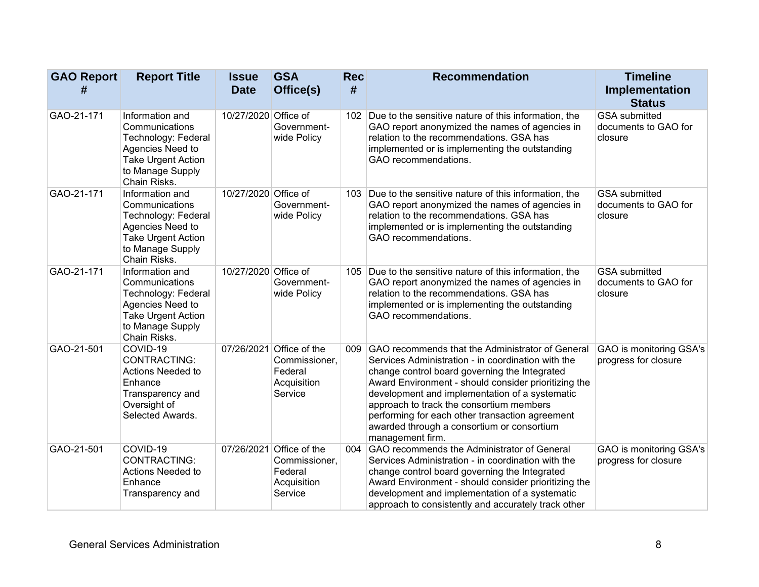| GAO Report # | Report Title | Issue Date | GSA Office(s) | Rec # | Recommendation | Timeline Implementation Status |
|---|---|---|---|---|---|---|
| GAO-21-171 | Information and Communications Technology: Federal Agencies Need to Take Urgent Action to Manage Supply Chain Risks. | 10/27/2020 | Office of Government-wide Policy | 102 | Due to the sensitive nature of this information, the GAO report anonymized the names of agencies in relation to the recommendations. GSA has implemented or is implementing the outstanding GAO recommendations. | GSA submitted documents to GAO for closure |
| GAO-21-171 | Information and Communications Technology: Federal Agencies Need to Take Urgent Action to Manage Supply Chain Risks. | 10/27/2020 | Office of Government-wide Policy | 103 | Due to the sensitive nature of this information, the GAO report anonymized the names of agencies in relation to the recommendations. GSA has implemented or is implementing the outstanding GAO recommendations. | GSA submitted documents to GAO for closure |
| GAO-21-171 | Information and Communications Technology: Federal Agencies Need to Take Urgent Action to Manage Supply Chain Risks. | 10/27/2020 | Office of Government-wide Policy | 105 | Due to the sensitive nature of this information, the GAO report anonymized the names of agencies in relation to the recommendations. GSA has implemented or is implementing the outstanding GAO recommendations. | GSA submitted documents to GAO for closure |
| GAO-21-501 | COVID-19 CONTRACTING: Actions Needed to Enhance Transparency and Oversight of Selected Awards. | 07/26/2021 | Office of the Commissioner, Federal Acquisition Service | 009 | GAO recommends that the Administrator of General Services Administration - in coordination with the change control board governing the Integrated Award Environment - should consider prioritizing the development and implementation of a systematic approach to track the consortium members performing for each other transaction agreement awarded through a consortium or consortium management firm. | GAO is monitoring GSA's progress for closure |
| GAO-21-501 | COVID-19 CONTRACTING: Actions Needed to Enhance Transparency and | 07/26/2021 | Office of the Commissioner, Federal Acquisition Service | 004 | GAO recommends the Administrator of General Services Administration - in coordination with the change control board governing the Integrated Award Environment - should consider prioritizing the development and implementation of a systematic approach to consistently and accurately track other | GAO is monitoring GSA's progress for closure |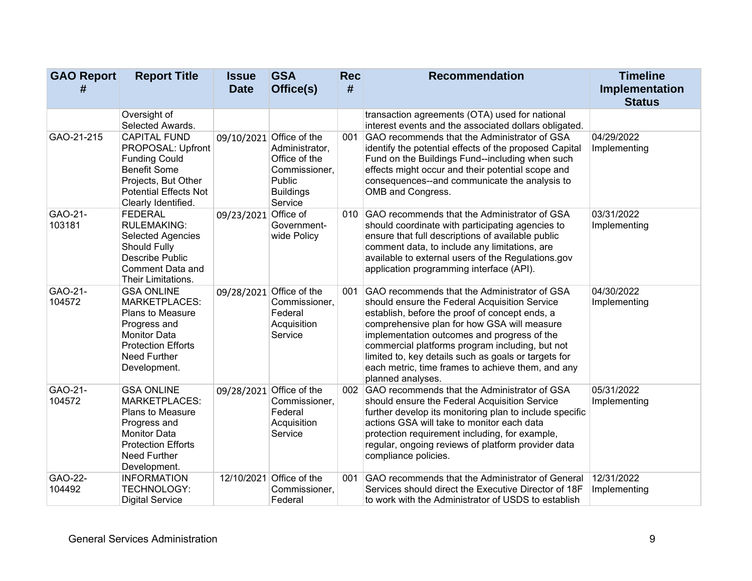| GAO Report # | Report Title | Issue Date | GSA Office(s) | Rec # | Recommendation | Timeline Implementation Status |
|---|---|---|---|---|---|---|
| | Oversight of Selected Awards. | | | | transaction agreements (OTA) used for national interest events and the associated dollars obligated. | |
| GAO-21-215 | CAPITAL FUND PROPOSAL: Upfront Funding Could Benefit Some Projects, But Other Potential Effects Not Clearly Identified. | 09/10/2021 | Office of the Administrator, Office of the Commissioner, Public Buildings Service | 001 | GAO recommends that the Administrator of GSA identify the potential effects of the proposed Capital Fund on the Buildings Fund--including when such effects might occur and their potential scope and consequences--and communicate the analysis to OMB and Congress. | 04/29/2022 Implementing |
| GAO-21-103181 | FEDERAL RULEMAKING: Selected Agencies Should Fully Describe Public Comment Data and Their Limitations. | 09/23/2021 | Office of Government-wide Policy | 010 | GAO recommends that the Administrator of GSA should coordinate with participating agencies to ensure that full descriptions of available public comment data, to include any limitations, are available to external users of the Regulations.gov application programming interface (API). | 03/31/2022 Implementing |
| GAO-21-104572 | GSA ONLINE MARKETPLACES: Plans to Measure Progress and Monitor Data Protection Efforts Need Further Development. | 09/28/2021 | Office of the Commissioner, Federal Acquisition Service | 001 | GAO recommends that the Administrator of GSA should ensure the Federal Acquisition Service establish, before the proof of concept ends, a comprehensive plan for how GSA will measure implementation outcomes and progress of the commercial platforms program including, but not limited to, key details such as goals or targets for each metric, time frames to achieve them, and any planned analyses. | 04/30/2022 Implementing |
| GAO-21-104572 | GSA ONLINE MARKETPLACES: Plans to Measure Progress and Monitor Data Protection Efforts Need Further Development. | 09/28/2021 | Office of the Commissioner, Federal Acquisition Service | 002 | GAO recommends that the Administrator of GSA should ensure the Federal Acquisition Service further develop its monitoring plan to include specific actions GSA will take to monitor each data protection requirement including, for example, regular, ongoing reviews of platform provider data compliance policies. | 05/31/2022 Implementing |
| GAO-22-104492 | INFORMATION TECHNOLOGY: Digital Service | 12/10/2021 | Office of the Commissioner, Federal | 001 | GAO recommends that the Administrator of General Services should direct the Executive Director of 18F to work with the Administrator of USDS to establish | 12/31/2022 Implementing |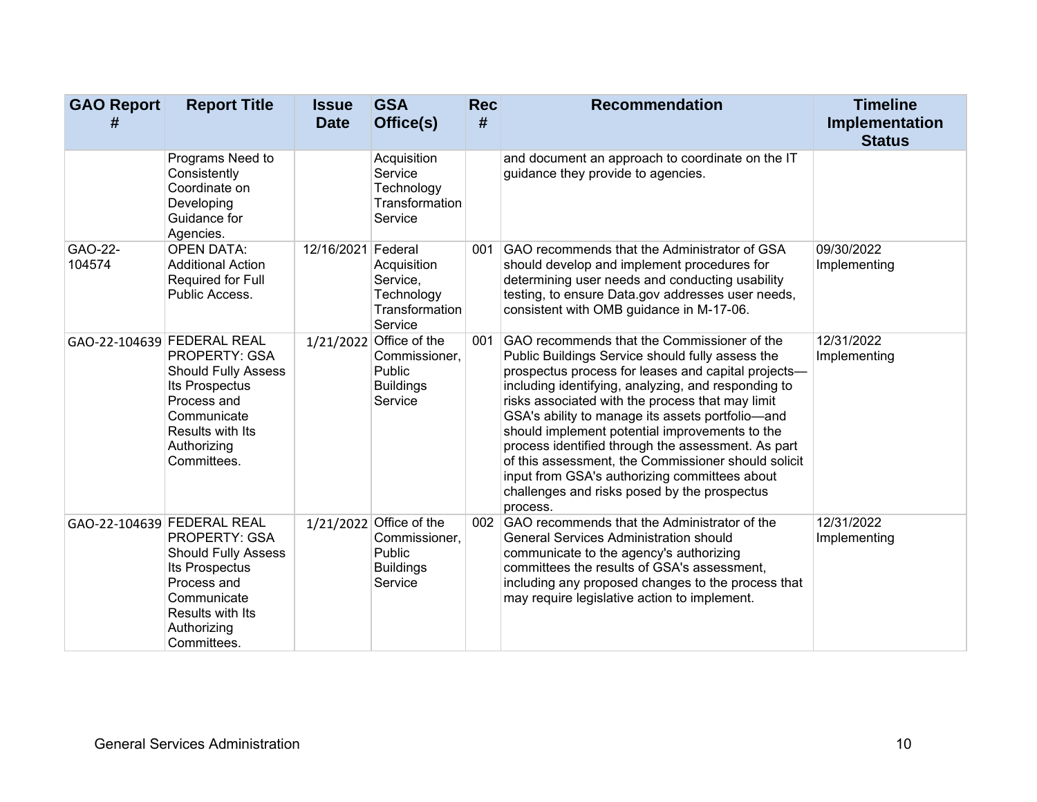| GAO Report # | Report Title | Issue Date | GSA Office(s) | Rec # | Recommendation | Timeline Implementation Status |
|---|---|---|---|---|---|---|
| | Programs Need to Consistently Coordinate on Developing Guidance for Agencies. | | Acquisition Service Technology Transformation Service | | and document an approach to coordinate on the IT guidance they provide to agencies. | |
| GAO-22-104574 | OPEN DATA: Additional Action Required for Full Public Access. | 12/16/2021 | Federal Acquisition Service, Technology Transformation Service | 001 | GAO recommends that the Administrator of GSA should develop and implement procedures for determining user needs and conducting usability testing, to ensure Data.gov addresses user needs, consistent with OMB guidance in M-17-06. | 09/30/2022 Implementing |
| GAO-22-104639 | FEDERAL REAL PROPERTY: GSA Should Fully Assess Its Prospectus Process and Communicate Results with Its Authorizing Committees. | 1/21/2022 | Office of the Commissioner, Public Buildings Service | 001 | GAO recommends that the Commissioner of the Public Buildings Service should fully assess the prospectus process for leases and capital projects—including identifying, analyzing, and responding to risks associated with the process that may limit GSA's ability to manage its assets portfolio—and should implement potential improvements to the process identified through the assessment. As part of this assessment, the Commissioner should solicit input from GSA's authorizing committees about challenges and risks posed by the prospectus process. | 12/31/2022 Implementing |
| GAO-22-104639 | FEDERAL REAL PROPERTY: GSA Should Fully Assess Its Prospectus Process and Communicate Results with Its Authorizing Committees. | 1/21/2022 | Office of the Commissioner, Public Buildings Service | 002 | GAO recommends that the Administrator of the General Services Administration should communicate to the agency's authorizing committees the results of GSA's assessment, including any proposed changes to the process that may require legislative action to implement. | 12/31/2022 Implementing |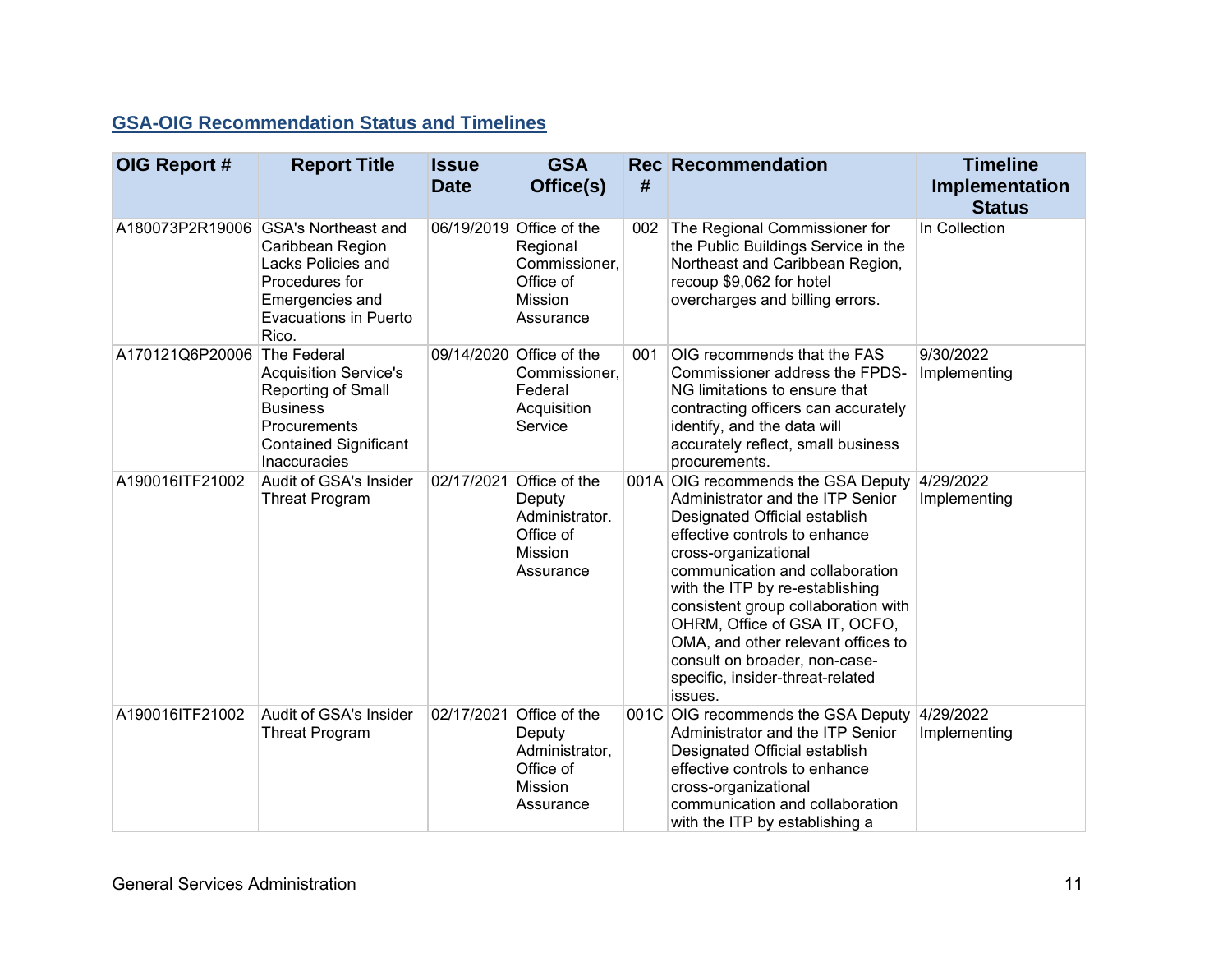## GSA-OIG Recommendation Status and Timelines

| OIG Report # | Report Title | Issue Date | GSA Office(s) | Rec # | Recommendation | Timeline Implementation Status |
|---|---|---|---|---|---|---|
| A180073P2R19006 | GSA's Northeast and Caribbean Region Lacks Policies and Procedures for Emergencies and Evacuations in Puerto Rico. | 06/19/2019 | Office of the Regional Commissioner, Office of Mission Assurance | 002 | The Regional Commissioner for the Public Buildings Service in the Northeast and Caribbean Region, recoup $9,062 for hotel overcharges and billing errors. | In Collection |
| A170121Q6P20006 | The Federal Acquisition Service's Reporting of Small Business Procurements Contained Significant Inaccuracies | 09/14/2020 | Office of the Commissioner, Federal Acquisition Service | 001 | OIG recommends that the FAS Commissioner address the FPDS-NG limitations to ensure that contracting officers can accurately identify, and the data will accurately reflect, small business procurements. | 9/30/2022 Implementing |
| A190016ITF21002 | Audit of GSA's Insider Threat Program | 02/17/2021 | Office of the Deputy Administrator. Office of Mission Assurance | 001A | OIG recommends the GSA Deputy Administrator and the ITP Senior Designated Official establish effective controls to enhance cross-organizational communication and collaboration with the ITP by re-establishing consistent group collaboration with OHRM, Office of GSA IT, OCFO, OMA, and other relevant offices to consult on broader, non-case-specific, insider-threat-related issues. | 4/29/2022 Implementing |
| A190016ITF21002 | Audit of GSA's Insider Threat Program | 02/17/2021 | Office of the Deputy Administrator, Office of Mission Assurance | 001C | OIG recommends the GSA Deputy Administrator and the ITP Senior Designated Official establish effective controls to enhance cross-organizational communication and collaboration with the ITP by establishing a | 4/29/2022 Implementing |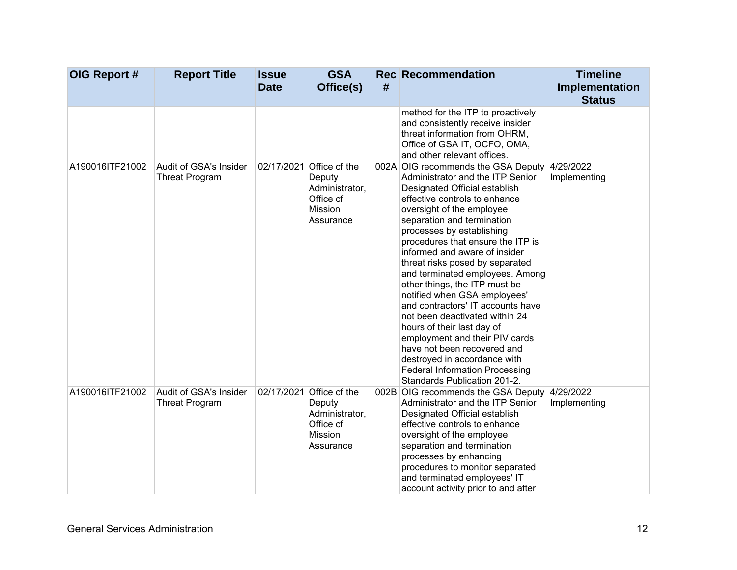| OIG Report # | Report Title | Issue Date | GSA Office(s) | Rec # | Recommendation | Timeline Implementation Status |
|---|---|---|---|---|---|---|
| | | | | | method for the ITP to proactively and consistently receive insider threat information from OHRM, Office of GSA IT, OCFO, OMA, and other relevant offices. | |
| A190016ITF21002 | Audit of GSA's Insider Threat Program | 02/17/2021 | Office of the Deputy Administrator, Office of Mission Assurance | 002A | OIG recommends the GSA Deputy Administrator and the ITP Senior Designated Official establish effective controls to enhance oversight of the employee separation and termination processes by establishing procedures that ensure the ITP is informed and aware of insider threat risks posed by separated and terminated employees. Among other things, the ITP must be notified when GSA employees' and contractors' IT accounts have not been deactivated within 24 hours of their last day of employment and their PIV cards have not been recovered and destroyed in accordance with Federal Information Processing Standards Publication 201-2. | 4/29/2022 Implementing |
| A190016ITF21002 | Audit of GSA's Insider Threat Program | 02/17/2021 | Office of the Deputy Administrator, Office of Mission Assurance | 002B | OIG recommends the GSA Deputy Administrator and the ITP Senior Designated Official establish effective controls to enhance oversight of the employee separation and termination processes by enhancing procedures to monitor separated and terminated employees' IT account activity prior to and after | 4/29/2022 Implementing |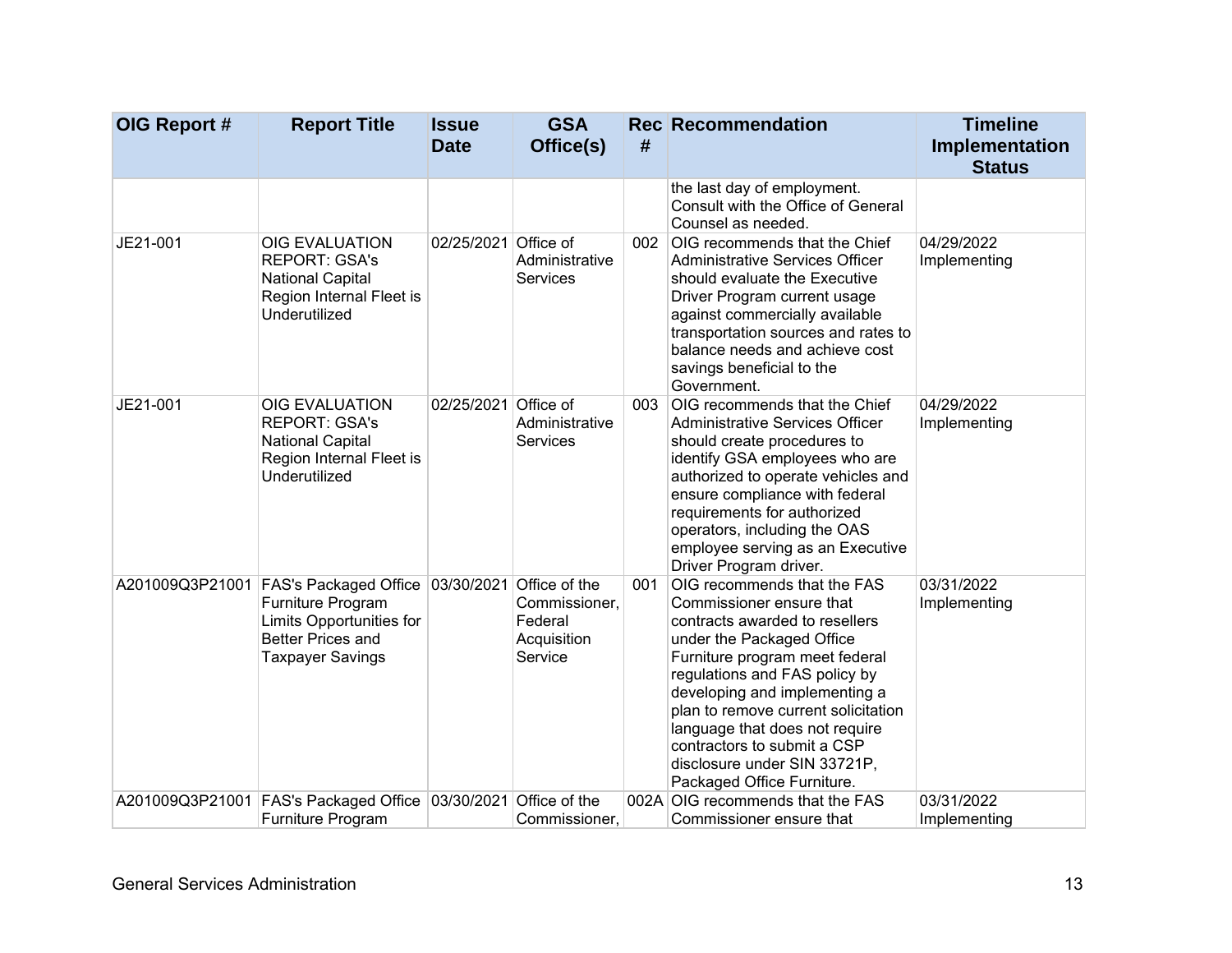| OIG Report # | Report Title | Issue Date | GSA Office(s) | Rec # | Recommendation | Timeline Implementation Status |
|---|---|---|---|---|---|---|
| | | | | | the last day of employment. Consult with the Office of General Counsel as needed. | |
| JE21-001 | OIG EVALUATION REPORT: GSA's National Capital Region Internal Fleet is Underutilized | 02/25/2021 | Office of Administrative Services | 002 | OIG recommends that the Chief Administrative Services Officer should evaluate the Executive Driver Program current usage against commercially available transportation sources and rates to balance needs and achieve cost savings beneficial to the Government. | 04/29/2022 Implementing |
| JE21-001 | OIG EVALUATION REPORT: GSA's National Capital Region Internal Fleet is Underutilized | 02/25/2021 | Office of Administrative Services | 003 | OIG recommends that the Chief Administrative Services Officer should create procedures to identify GSA employees who are authorized to operate vehicles and ensure compliance with federal requirements for authorized operators, including the OAS employee serving as an Executive Driver Program driver. | 04/29/2022 Implementing |
| A201009Q3P21001 | FAS's Packaged Office Furniture Program Limits Opportunities for Better Prices and Taxpayer Savings | 03/30/2021 | Office of the Commissioner, Federal Acquisition Service | 001 | OIG recommends that the FAS Commissioner ensure that contracts awarded to resellers under the Packaged Office Furniture program meet federal regulations and FAS policy by developing and implementing a plan to remove current solicitation language that does not require contractors to submit a CSP disclosure under SIN 33721P, Packaged Office Furniture. | 03/31/2022 Implementing |
| A201009Q3P21001 | FAS's Packaged Office Furniture Program | 03/30/2021 | Office of the Commissioner, | 002A | OIG recommends that the FAS Commissioner ensure that | 03/31/2022 Implementing |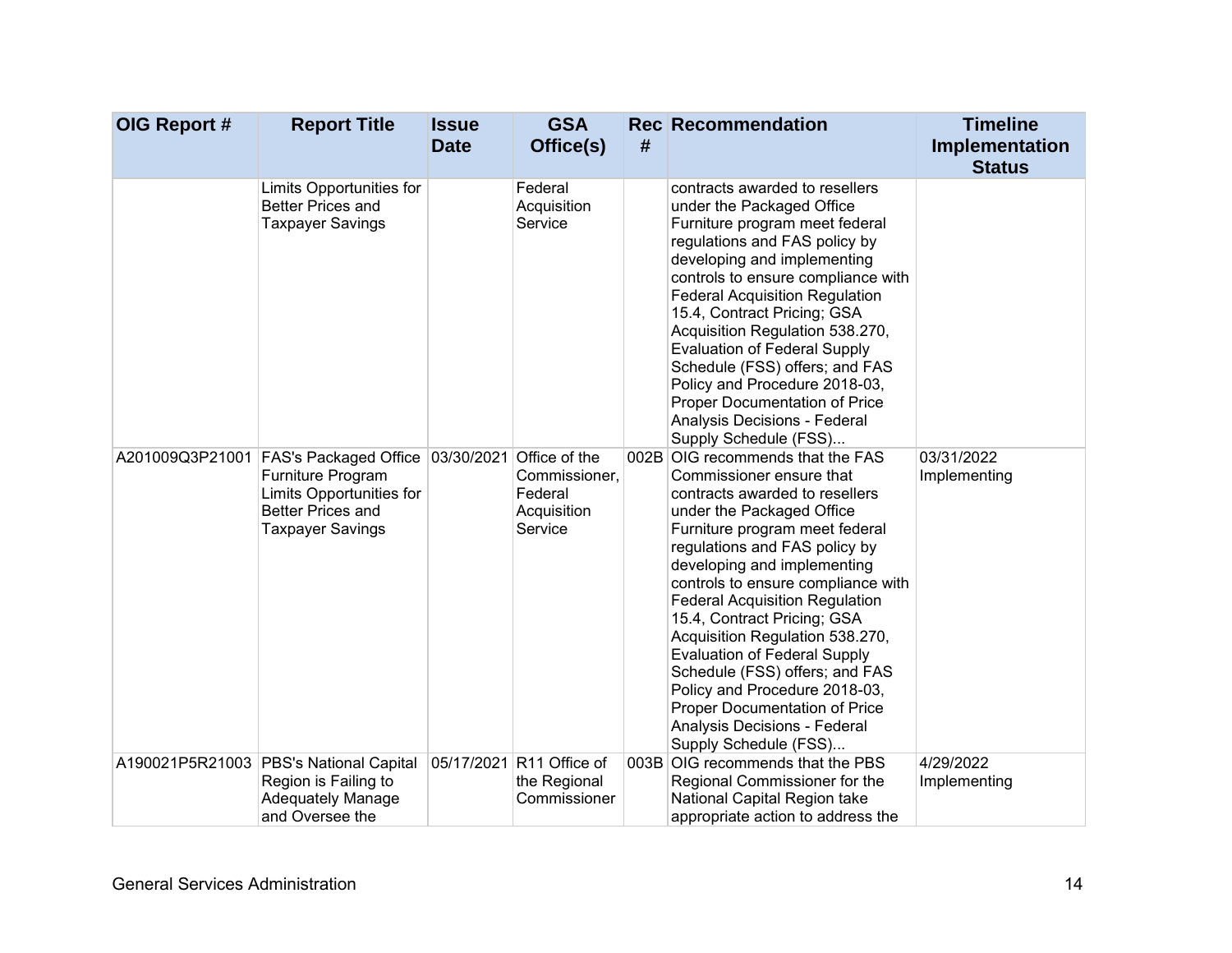| OIG Report # | Report Title | Issue Date | GSA Office(s) | Rec # | Recommendation | Timeline Implementation Status |
|---|---|---|---|---|---|---|
| | Limits Opportunities for Better Prices and Taxpayer Savings | | Federal Acquisition Service | | contracts awarded to resellers under the Packaged Office Furniture program meet federal regulations and FAS policy by developing and implementing controls to ensure compliance with Federal Acquisition Regulation 15.4, Contract Pricing; GSA Acquisition Regulation 538.270, Evaluation of Federal Supply Schedule (FSS) offers; and FAS Policy and Procedure 2018-03, Proper Documentation of Price Analysis Decisions - Federal Supply Schedule (FSS)... | |
| A201009Q3P21001 | FAS's Packaged Office Furniture Program Limits Opportunities for Better Prices and Taxpayer Savings | 03/30/2021 | Office of the Commissioner, Federal Acquisition Service | 002B | OIG recommends that the FAS Commissioner ensure that contracts awarded to resellers under the Packaged Office Furniture program meet federal regulations and FAS policy by developing and implementing controls to ensure compliance with Federal Acquisition Regulation 15.4, Contract Pricing; GSA Acquisition Regulation 538.270, Evaluation of Federal Supply Schedule (FSS) offers; and FAS Policy and Procedure 2018-03, Proper Documentation of Price Analysis Decisions - Federal Supply Schedule (FSS)... | 03/31/2022 Implementing |
| A190021P5R21003 | PBS's National Capital Region is Failing to Adequately Manage and Oversee the | 05/17/2021 | R11 Office of the Regional Commissioner | 003B | OIG recommends that the PBS Regional Commissioner for the National Capital Region take appropriate action to address the | 4/29/2022 Implementing |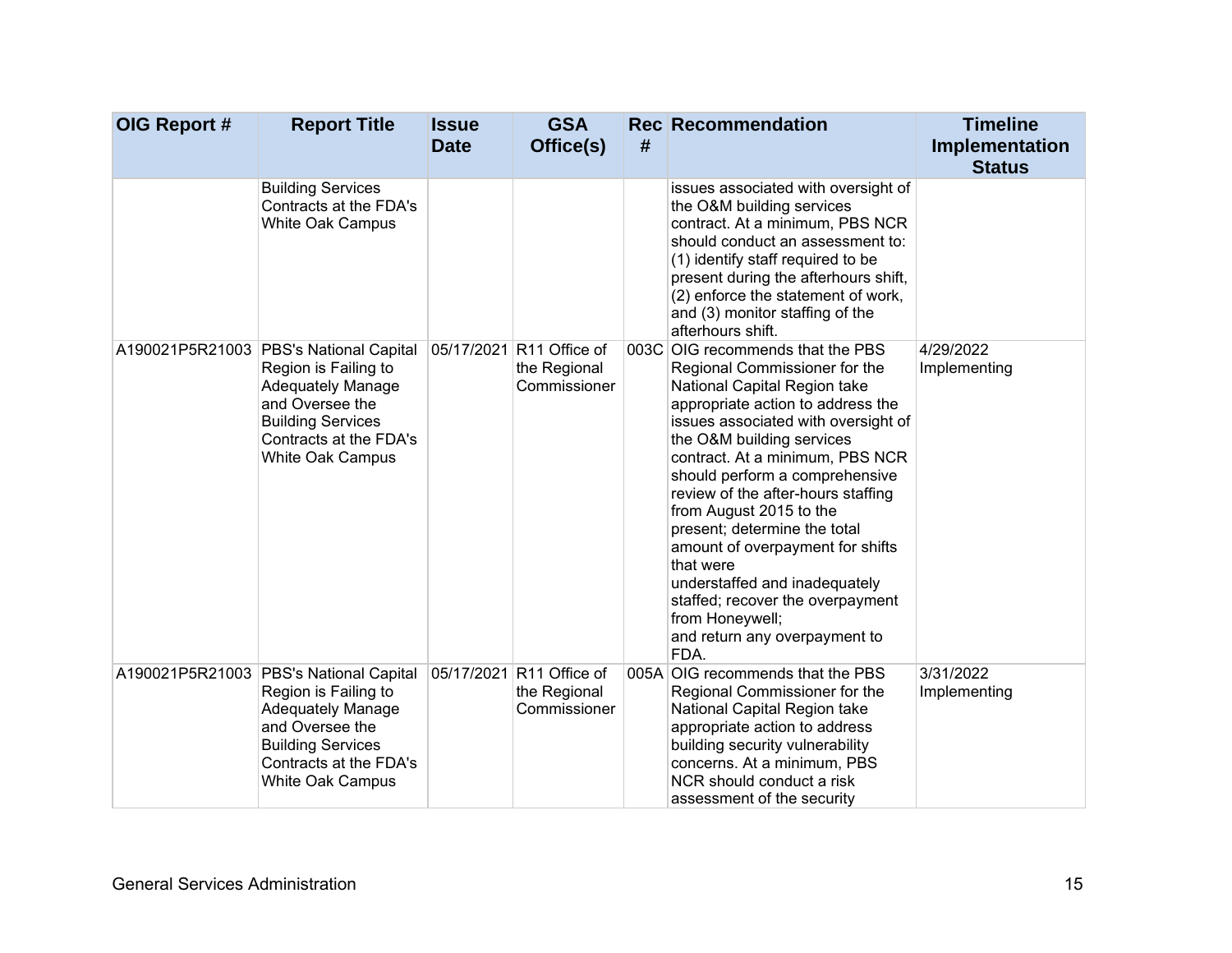| OIG Report # | Report Title | Issue Date | GSA Office(s) | Rec # | Recommendation | Timeline Implementation Status |
|---|---|---|---|---|---|---|
| | Building Services Contracts at the FDA's White Oak Campus | | | | issues associated with oversight of the O&M building services contract. At a minimum, PBS NCR should conduct an assessment to: (1) identify staff required to be present during the afterhours shift, (2) enforce the statement of work, and (3) monitor staffing of the afterhours shift. | |
| A190021P5R21003 | PBS's National Capital Region is Failing to Adequately Manage and Oversee the Building Services Contracts at the FDA's White Oak Campus | 05/17/2021 | R11 Office of the Regional Commissioner | 003C | OIG recommends that the PBS Regional Commissioner for the National Capital Region take appropriate action to address the issues associated with oversight of the O&M building services contract. At a minimum, PBS NCR should perform a comprehensive review of the after-hours staffing from August 2015 to the present; determine the total amount of overpayment for shifts that were understaffed and inadequately staffed; recover the overpayment from Honeywell; and return any overpayment to FDA. | 4/29/2022 Implementing |
| A190021P5R21003 | PBS's National Capital Region is Failing to Adequately Manage and Oversee the Building Services Contracts at the FDA's White Oak Campus | 05/17/2021 | R11 Office of the Regional Commissioner | 005A | OIG recommends that the PBS Regional Commissioner for the National Capital Region take appropriate action to address building security vulnerability concerns. At a minimum, PBS NCR should conduct a risk assessment of the security | 3/31/2022 Implementing |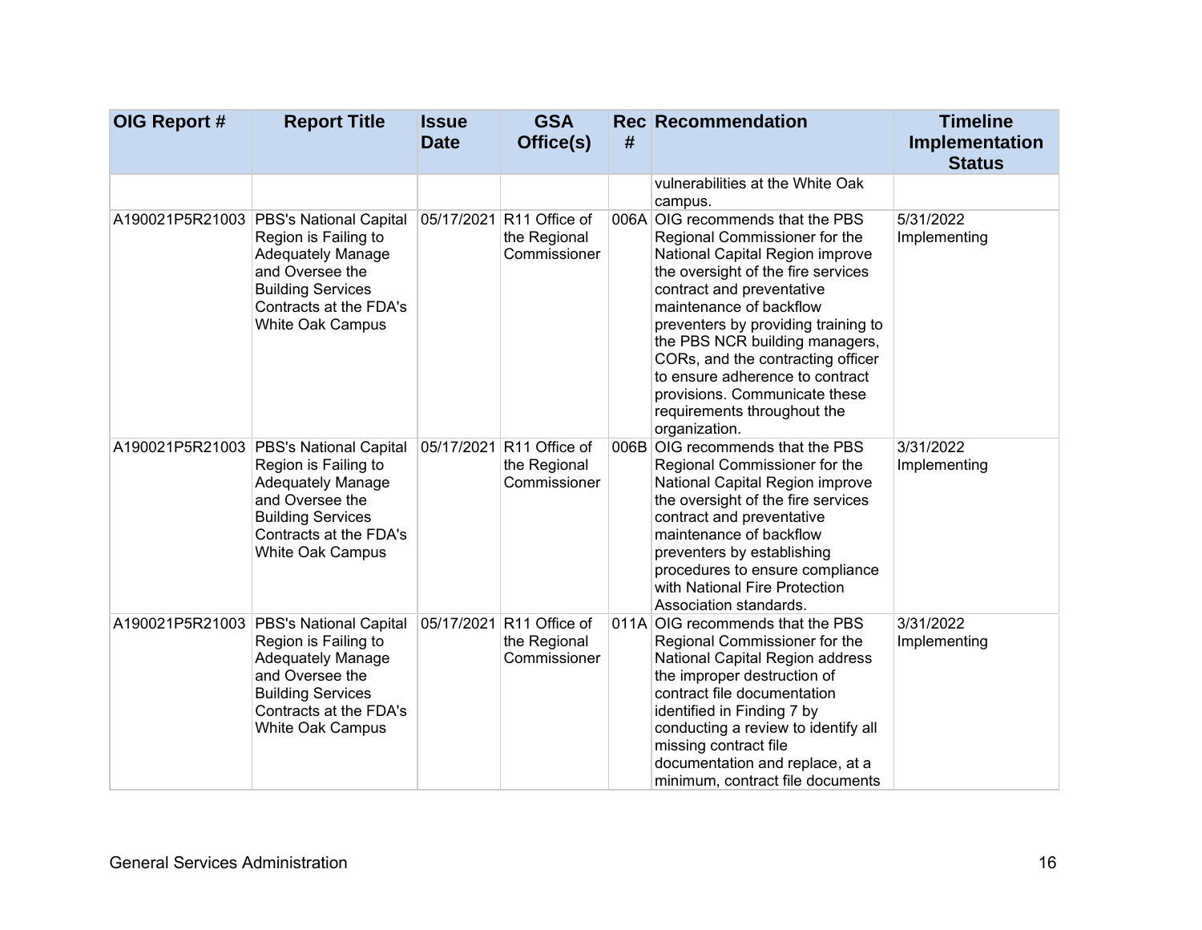| OIG Report # | Report Title | Issue Date | GSA Office(s) | Rec # | Recommendation | Timeline Implementation Status |
|---|---|---|---|---|---|---|
| | | | | | vulnerabilities at the White Oak campus. | |
| A190021P5R21003 | PBS's National Capital Region is Failing to Adequately Manage and Oversee the Building Services Contracts at the FDA's White Oak Campus | 05/17/2021 | R11 Office of the Regional Commissioner | 006A | OIG recommends that the PBS Regional Commissioner for the National Capital Region improve the oversight of the fire services contract and preventative maintenance of backflow preventers by providing training to the PBS NCR building managers, CORs, and the contracting officer to ensure adherence to contract provisions. Communicate these requirements throughout the organization. | 5/31/2022 Implementing |
| A190021P5R21003 | PBS's National Capital Region is Failing to Adequately Manage and Oversee the Building Services Contracts at the FDA's White Oak Campus | 05/17/2021 | R11 Office of the Regional Commissioner | 006B | OIG recommends that the PBS Regional Commissioner for the National Capital Region improve the oversight of the fire services contract and preventative maintenance of backflow preventers by establishing procedures to ensure compliance with National Fire Protection Association standards. | 3/31/2022 Implementing |
| A190021P5R21003 | PBS's National Capital Region is Failing to Adequately Manage and Oversee the Building Services Contracts at the FDA's White Oak Campus | 05/17/2021 | R11 Office of the Regional Commissioner | 011A | OIG recommends that the PBS Regional Commissioner for the National Capital Region address the improper destruction of contract file documentation identified in Finding 7 by conducting a review to identify all missing contract file documentation and replace, at a minimum, contract file documents | 3/31/2022 Implementing |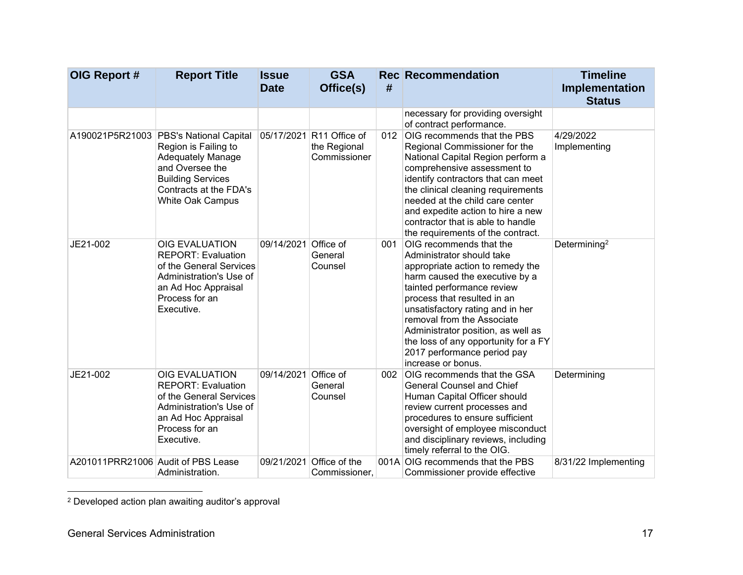| OIG Report # | Report Title | Issue Date | GSA Office(s) | Rec # | Recommendation | Timeline Implementation Status |
|---|---|---|---|---|---|---|
| | | | | | necessary for providing oversight of contract performance. | |
| A190021P5R21003 | PBS's National Capital Region is Failing to Adequately Manage and Oversee the Building Services Contracts at the FDA's White Oak Campus | 05/17/2021 | R11 Office of the Regional Commissioner | 012 | OIG recommends that the PBS Regional Commissioner for the National Capital Region perform a comprehensive assessment to identify contractors that can meet the clinical cleaning requirements needed at the child care center and expedite action to hire a new contractor that is able to handle the requirements of the contract. | 4/29/2022 Implementing |
| JE21-002 | OIG EVALUATION REPORT: Evaluation of the General Services Administration's Use of an Ad Hoc Appraisal Process for an Executive. | 09/14/2021 | Office of General Counsel | 001 | OIG recommends that the Administrator should take appropriate action to remedy the harm caused the executive by a tainted performance review process that resulted in an unsatisfactory rating and in her removal from the Associate Administrator position, as well as the loss of any opportunity for a FY 2017 performance period pay increase or bonus. | Determining[2] |
| JE21-002 | OIG EVALUATION REPORT: Evaluation of the General Services Administration's Use of an Ad Hoc Appraisal Process for an Executive. | 09/14/2021 | Office of General Counsel | 002 | OIG recommends that the GSA General Counsel and Chief Human Capital Officer should review current processes and procedures to ensure sufficient oversight of employee misconduct and disciplinary reviews, including timely referral to the OIG. | Determining |
| A201011PRR21006 | Audit of PBS Lease Administration. | 09/21/2021 | Office of the Commissioner, | 001A | OIG recommends that the PBS Commissioner provide effective | 8/31/22 Implementing |

[2] Developed action plan awaiting auditor's approval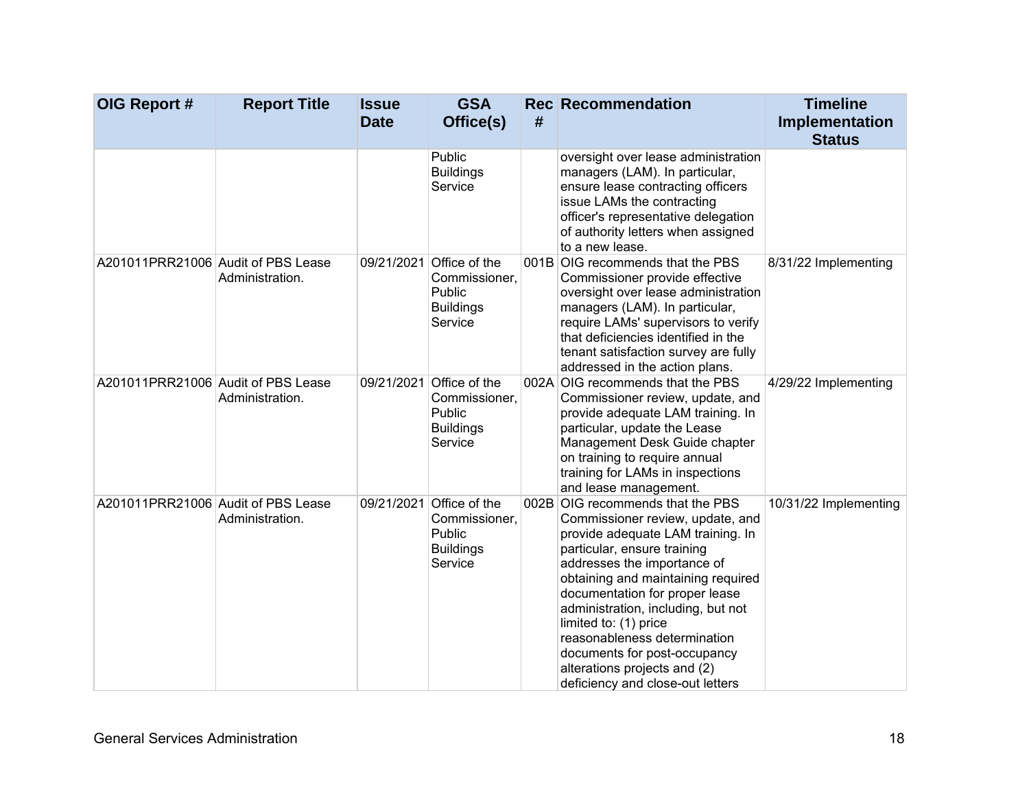| OIG Report # | Report Title | Issue Date | GSA Office(s) | Rec # | Recommendation | Timeline Implementation Status |
| --- | --- | --- | --- | --- | --- | --- |
| | | | Public Buildings Service | | oversight over lease administration managers (LAM). In particular, ensure lease contracting officers issue LAMs the contracting officer's representative delegation of authority letters when assigned to a new lease. | |
| A201011PRR21006 | Audit of PBS Lease Administration. | 09/21/2021 | Office of the Commissioner, Public Buildings Service | 001B | OIG recommends that the PBS Commissioner provide effective oversight over lease administration managers (LAM). In particular, require LAMs' supervisors to verify that deficiencies identified in the tenant satisfaction survey are fully addressed in the action plans. | 8/31/22 Implementing |
| A201011PRR21006 | Audit of PBS Lease Administration. | 09/21/2021 | Office of the Commissioner, Public Buildings Service | 002A | OIG recommends that the PBS Commissioner review, update, and provide adequate LAM training. In particular, update the Lease Management Desk Guide chapter on training to require annual training for LAMs in inspections and lease management. | 4/29/22 Implementing |
| A201011PRR21006 | Audit of PBS Lease Administration. | 09/21/2021 | Office of the Commissioner, Public Buildings Service | 002B | OIG recommends that the PBS Commissioner review, update, and provide adequate LAM training. In particular, ensure training addresses the importance of obtaining and maintaining required documentation for proper lease administration, including, but not limited to: (1) price reasonableness determination documents for post-occupancy alterations projects and (2) deficiency and close-out letters | 10/31/22 Implementing |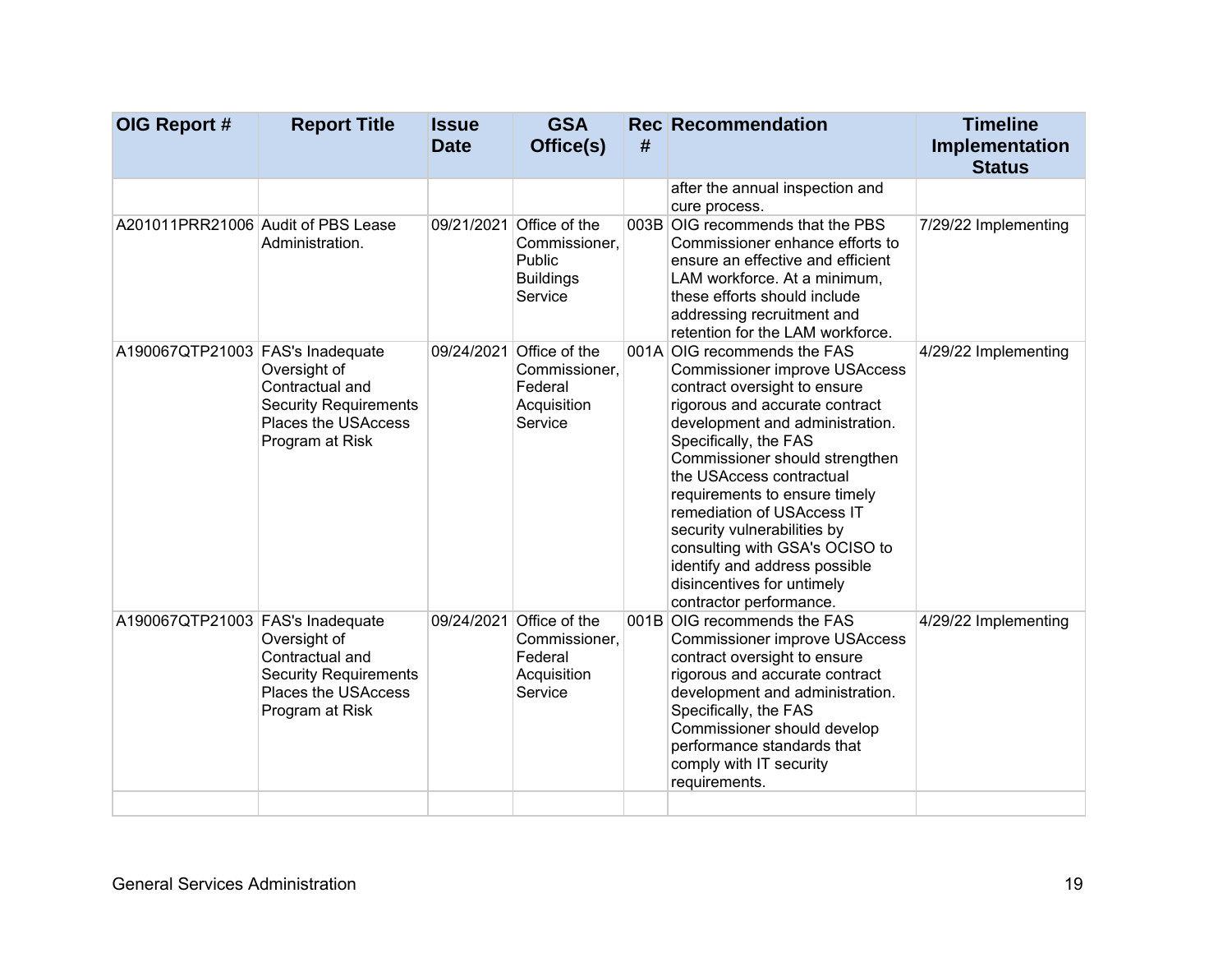| OIG Report # | Report Title | Issue Date | GSA Office(s) | Rec # | Recommendation | Timeline Implementation Status |
|---|---|---|---|---|---|---|
| | | | | | after the annual inspection and cure process. | |
| A201011PRR21006 | Audit of PBS Lease Administration. | 09/21/2021 | Office of the Commissioner, Public Buildings Service | 003B | OIG recommends that the PBS Commissioner enhance efforts to ensure an effective and efficient LAM workforce. At a minimum, these efforts should include addressing recruitment and retention for the LAM workforce. | 7/29/22 Implementing |
| A190067QTP21003 | FAS's Inadequate Oversight of Contractual and Security Requirements Places the USAccess Program at Risk | 09/24/2021 | Office of the Commissioner, Federal Acquisition Service | 001A | OIG recommends the FAS Commissioner improve USAccess contract oversight to ensure rigorous and accurate contract development and administration. Specifically, the FAS Commissioner should strengthen the USAccess contractual requirements to ensure timely remediation of USAccess IT security vulnerabilities by consulting with GSA's OCISO to identify and address possible disincentives for untimely contractor performance. | 4/29/22 Implementing |
| A190067QTP21003 | FAS's Inadequate Oversight of Contractual and Security Requirements Places the USAccess Program at Risk | 09/24/2021 | Office of the Commissioner, Federal Acquisition Service | 001B | OIG recommends the FAS Commissioner improve USAccess contract oversight to ensure rigorous and accurate contract development and administration. Specifically, the FAS Commissioner should develop performance standards that comply with IT security requirements. | 4/29/22 Implementing |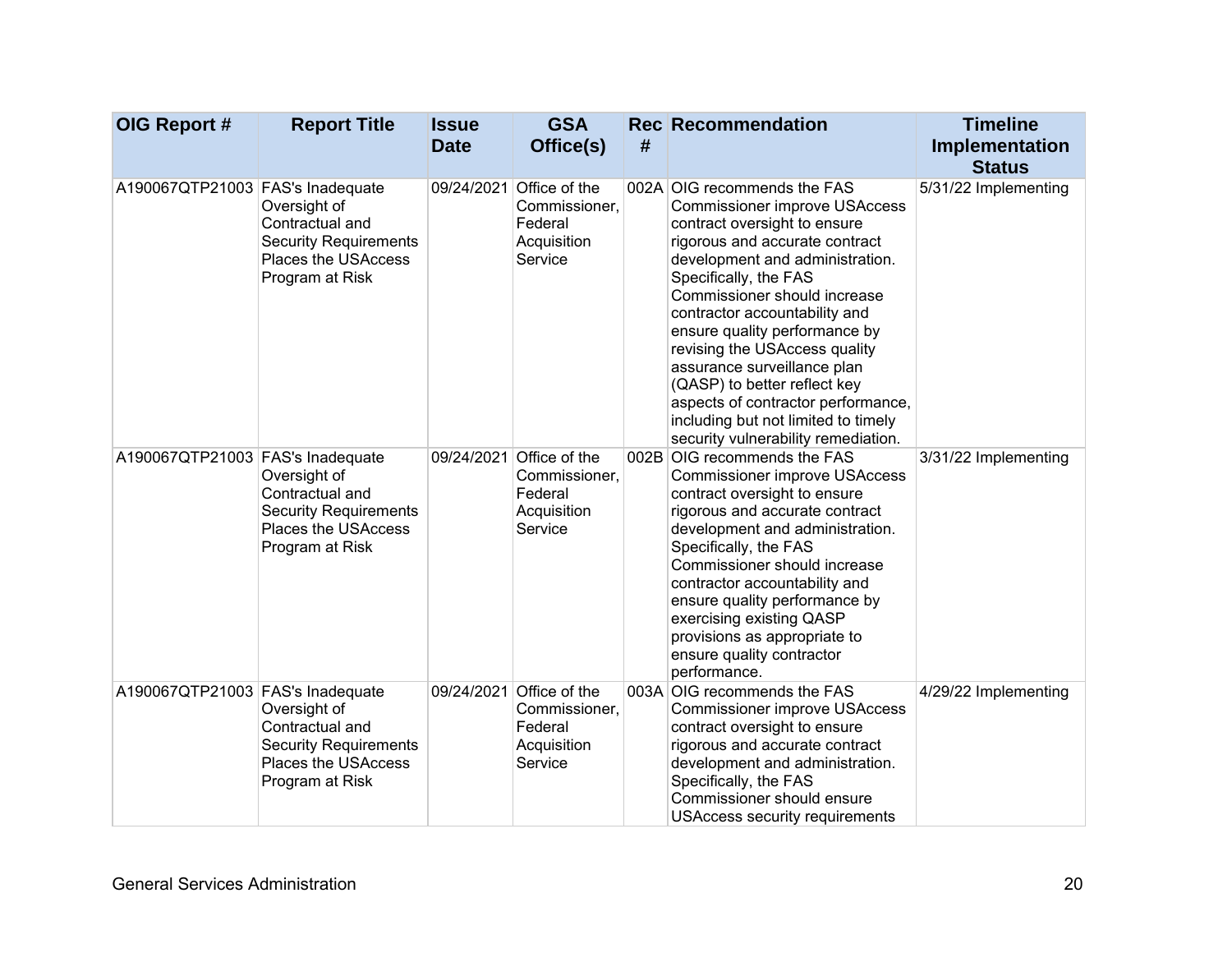| OIG Report # | Report Title | Issue Date | GSA Office(s) | Rec # | Recommendation | Timeline Implementation Status |
|---|---|---|---|---|---|---|
| A190067QTP21003 | FAS's Inadequate Oversight of Contractual and Security Requirements Places the USAccess Program at Risk | 09/24/2021 | Office of the Commissioner, Federal Acquisition Service | 002A | OIG recommends the FAS Commissioner improve USAccess contract oversight to ensure rigorous and accurate contract development and administration. Specifically, the FAS Commissioner should increase contractor accountability and ensure quality performance by revising the USAccess quality assurance surveillance plan (QASP) to better reflect key aspects of contractor performance, including but not limited to timely security vulnerability remediation. | 5/31/22 Implementing |
| A190067QTP21003 | FAS's Inadequate Oversight of Contractual and Security Requirements Places the USAccess Program at Risk | 09/24/2021 | Office of the Commissioner, Federal Acquisition Service | 002B | OIG recommends the FAS Commissioner improve USAccess contract oversight to ensure rigorous and accurate contract development and administration. Specifically, the FAS Commissioner should increase contractor accountability and ensure quality performance by exercising existing QASP provisions as appropriate to ensure quality contractor performance. | 3/31/22 Implementing |
| A190067QTP21003 | FAS's Inadequate Oversight of Contractual and Security Requirements Places the USAccess Program at Risk | 09/24/2021 | Office of the Commissioner, Federal Acquisition Service | 003A | OIG recommends the FAS Commissioner improve USAccess contract oversight to ensure rigorous and accurate contract development and administration. Specifically, the FAS Commissioner should ensure USAccess security requirements | 4/29/22 Implementing |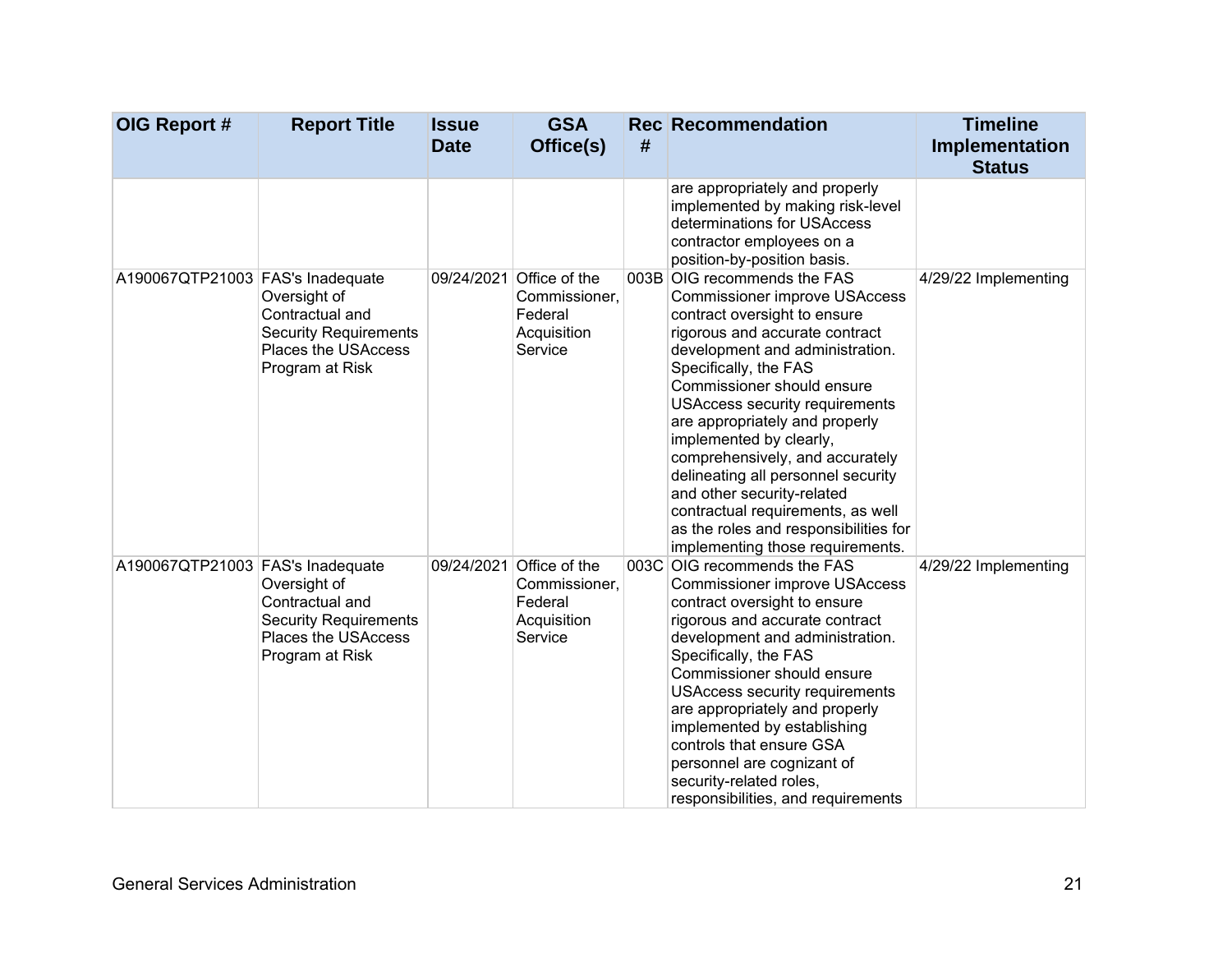| OIG Report # | Report Title | Issue Date | GSA Office(s) | Rec # | Recommendation | Timeline Implementation Status |
|---|---|---|---|---|---|---|
| | | | | | are appropriately and properly implemented by making risk-level determinations for USAccess contractor employees on a position-by-position basis. | |
| A190067QTP21003 | FAS's Inadequate Oversight of Contractual and Security Requirements Places the USAccess Program at Risk | 09/24/2021 | Office of the Commissioner, Federal Acquisition Service | 003B | OIG recommends the FAS Commissioner improve USAccess contract oversight to ensure rigorous and accurate contract development and administration. Specifically, the FAS Commissioner should ensure USAccess security requirements are appropriately and properly implemented by clearly, comprehensively, and accurately delineating all personnel security and other security-related contractual requirements, as well as the roles and responsibilities for implementing those requirements. | 4/29/22 Implementing |
| A190067QTP21003 | FAS's Inadequate Oversight of Contractual and Security Requirements Places the USAccess Program at Risk | 09/24/2021 | Office of the Commissioner, Federal Acquisition Service | 003C | OIG recommends the FAS Commissioner improve USAccess contract oversight to ensure rigorous and accurate contract development and administration. Specifically, the FAS Commissioner should ensure USAccess security requirements are appropriately and properly implemented by establishing controls that ensure GSA personnel are cognizant of security-related roles, responsibilities, and requirements | 4/29/22 Implementing |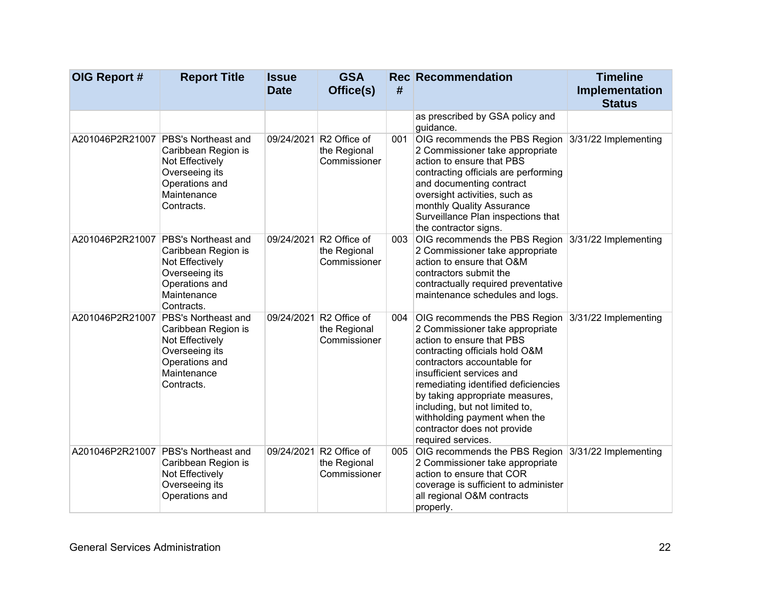| OIG Report # | Report Title | Issue Date | GSA Office(s) | Rec # | Recommendation | Timeline Implementation Status |
|---|---|---|---|---|---|---|
| | | | | | as prescribed by GSA policy and guidance. | |
| A201046P2R21007 | PBS's Northeast and Caribbean Region is Not Effectively Overseeing its Operations and Maintenance Contracts. | 09/24/2021 | R2 Office of the Regional Commissioner | 001 | OIG recommends the PBS Region 2 Commissioner take appropriate action to ensure that PBS contracting officials are performing and documenting contract oversight activities, such as monthly Quality Assurance Surveillance Plan inspections that the contractor signs. | 3/31/22 Implementing |
| A201046P2R21007 | PBS's Northeast and Caribbean Region is Not Effectively Overseeing its Operations and Maintenance Contracts. | 09/24/2021 | R2 Office of the Regional Commissioner | 003 | OIG recommends the PBS Region 2 Commissioner take appropriate action to ensure that O&M contractors submit the contractually required preventative maintenance schedules and logs. | 3/31/22 Implementing |
| A201046P2R21007 | PBS's Northeast and Caribbean Region is Not Effectively Overseeing its Operations and Maintenance Contracts. | 09/24/2021 | R2 Office of the Regional Commissioner | 004 | OIG recommends the PBS Region 2 Commissioner take appropriate action to ensure that PBS contracting officials hold O&M contractors accountable for insufficient services and remediating identified deficiencies by taking appropriate measures, including, but not limited to, withholding payment when the contractor does not provide required services. | 3/31/22 Implementing |
| A201046P2R21007 | PBS's Northeast and Caribbean Region is Not Effectively Overseeing its Operations and | 09/24/2021 | R2 Office of the Regional Commissioner | 005 | OIG recommends the PBS Region 2 Commissioner take appropriate action to ensure that COR coverage is sufficient to administer all regional O&M contracts properly. | 3/31/22 Implementing |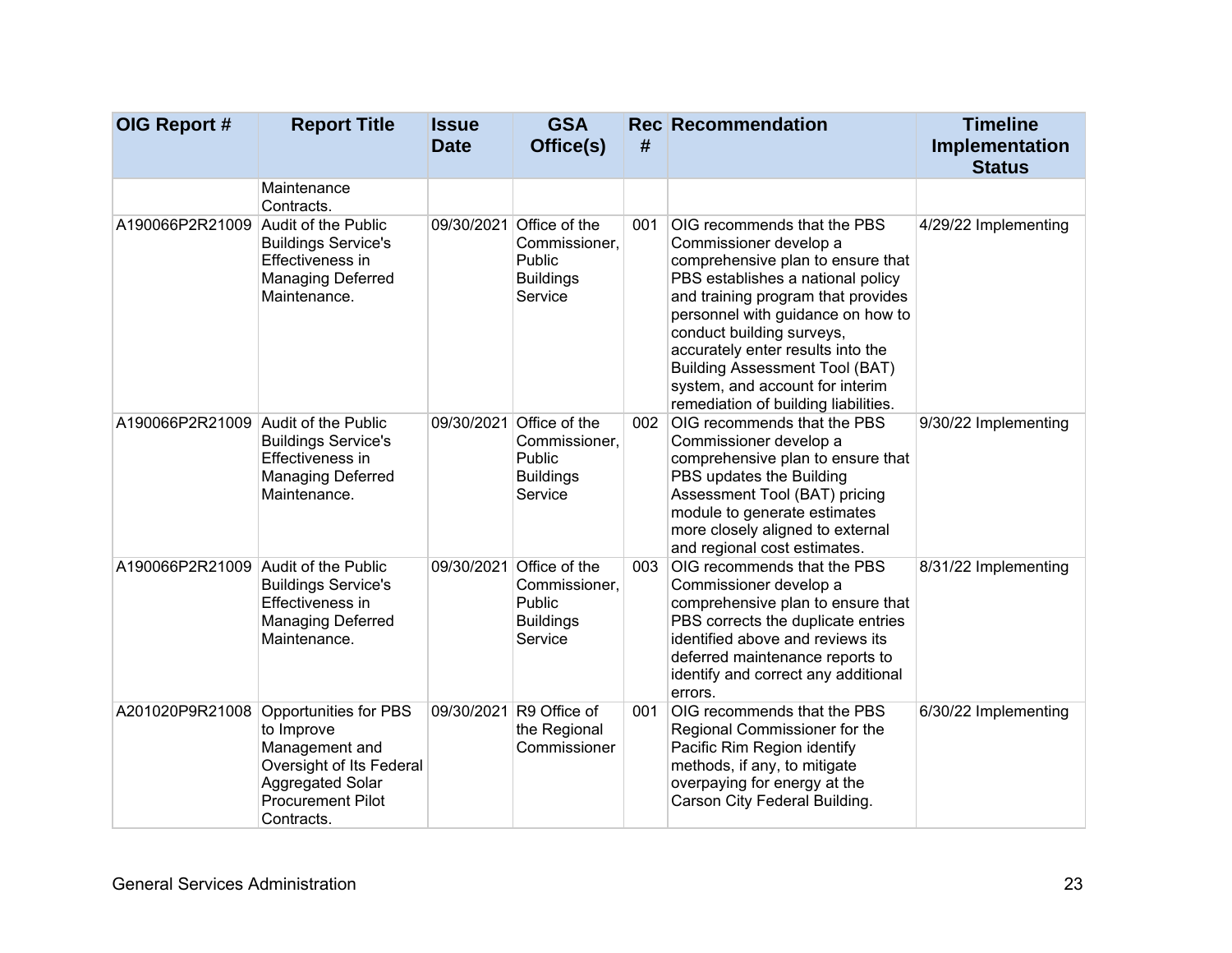| OIG Report # | Report Title | Issue Date | GSA Office(s) | Rec # | Recommendation | Timeline Implementation Status |
|---|---|---|---|---|---|---|
| | Maintenance Contracts. | | | | | |
| A190066P2R21009 | Audit of the Public Buildings Service's Effectiveness in Managing Deferred Maintenance. | 09/30/2021 | Office of the Commissioner, Public Buildings Service | 001 | OIG recommends that the PBS Commissioner develop a comprehensive plan to ensure that PBS establishes a national policy and training program that provides personnel with guidance on how to conduct building surveys, accurately enter results into the Building Assessment Tool (BAT) system, and account for interim remediation of building liabilities. | 4/29/22 Implementing |
| A190066P2R21009 | Audit of the Public Buildings Service's Effectiveness in Managing Deferred Maintenance. | 09/30/2021 | Office of the Commissioner, Public Buildings Service | 002 | OIG recommends that the PBS Commissioner develop a comprehensive plan to ensure that PBS updates the Building Assessment Tool (BAT) pricing module to generate estimates more closely aligned to external and regional cost estimates. | 9/30/22 Implementing |
| A190066P2R21009 | Audit of the Public Buildings Service's Effectiveness in Managing Deferred Maintenance. | 09/30/2021 | Office of the Commissioner, Public Buildings Service | 003 | OIG recommends that the PBS Commissioner develop a comprehensive plan to ensure that PBS corrects the duplicate entries identified above and reviews its deferred maintenance reports to identify and correct any additional errors. | 8/31/22 Implementing |
| A201020P9R21008 | Opportunities for PBS to Improve Management and Oversight of Its Federal Aggregated Solar Procurement Pilot Contracts. | 09/30/2021 | R9 Office of the Regional Commissioner | 001 | OIG recommends that the PBS Regional Commissioner for the Pacific Rim Region identify methods, if any, to mitigate overpaying for energy at the Carson City Federal Building. | 6/30/22 Implementing |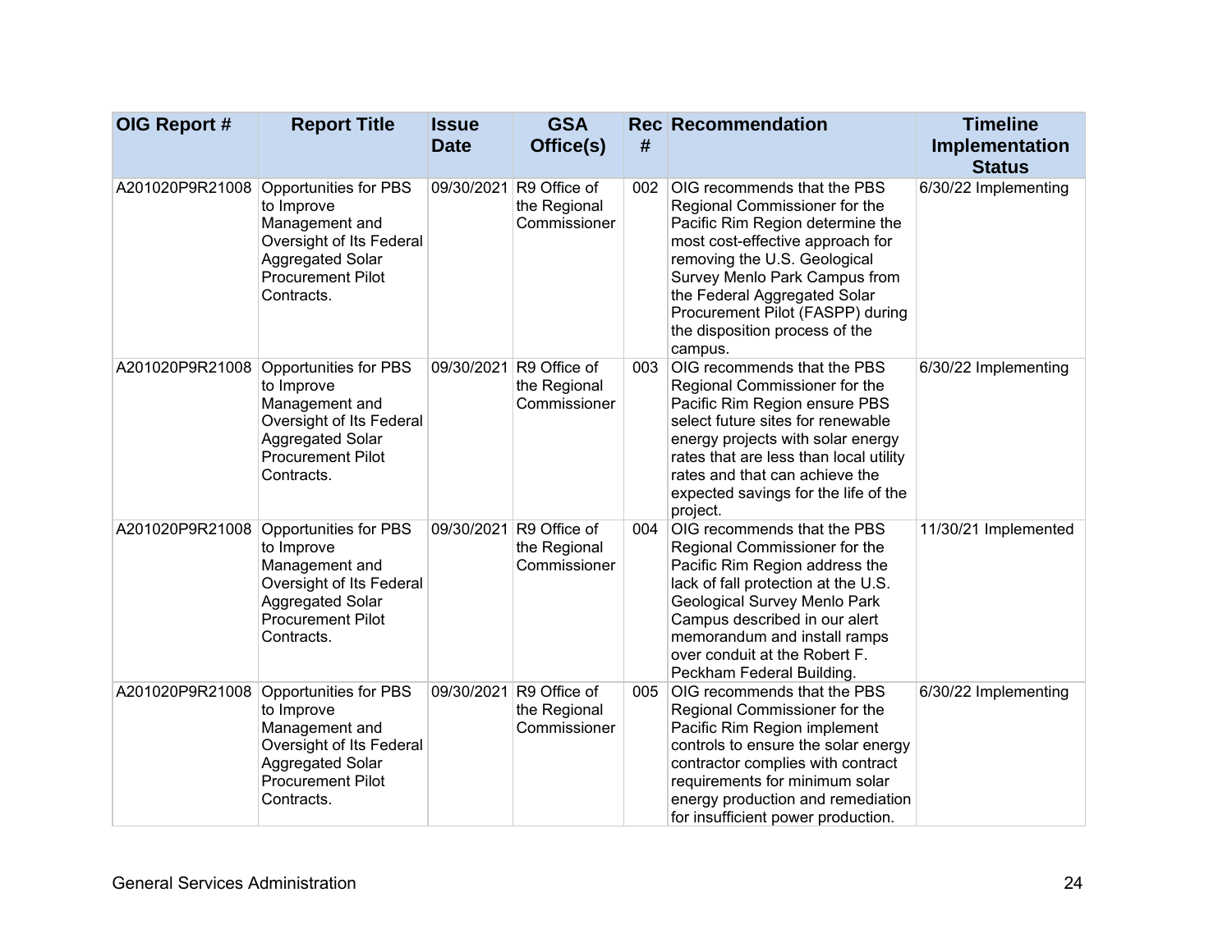| OIG Report # | Report Title | Issue Date | GSA Office(s) | Rec # | Recommendation | Timeline Implementation Status |
| --- | --- | --- | --- | --- | --- | --- |
| A201020P9R21008 | Opportunities for PBS to Improve Management and Oversight of Its Federal Aggregated Solar Procurement Pilot Contracts. | 09/30/2021 | R9 Office of the Regional Commissioner | 002 | OIG recommends that the PBS Regional Commissioner for the Pacific Rim Region determine the most cost-effective approach for removing the U.S. Geological Survey Menlo Park Campus from the Federal Aggregated Solar Procurement Pilot (FASPP) during the disposition process of the campus. | 6/30/22 Implementing |
| A201020P9R21008 | Opportunities for PBS to Improve Management and Oversight of Its Federal Aggregated Solar Procurement Pilot Contracts. | 09/30/2021 | R9 Office of the Regional Commissioner | 003 | OIG recommends that the PBS Regional Commissioner for the Pacific Rim Region ensure PBS select future sites for renewable energy projects with solar energy rates that are less than local utility rates and that can achieve the expected savings for the life of the project. | 6/30/22 Implementing |
| A201020P9R21008 | Opportunities for PBS to Improve Management and Oversight of Its Federal Aggregated Solar Procurement Pilot Contracts. | 09/30/2021 | R9 Office of the Regional Commissioner | 004 | OIG recommends that the PBS Regional Commissioner for the Pacific Rim Region address the lack of fall protection at the U.S. Geological Survey Menlo Park Campus described in our alert memorandum and install ramps over conduit at the Robert F. Peckham Federal Building. | 11/30/21 Implemented |
| A201020P9R21008 | Opportunities for PBS to Improve Management and Oversight of Its Federal Aggregated Solar Procurement Pilot Contracts. | 09/30/2021 | R9 Office of the Regional Commissioner | 005 | OIG recommends that the PBS Regional Commissioner for the Pacific Rim Region implement controls to ensure the solar energy contractor complies with contract requirements for minimum solar energy production and remediation for insufficient power production. | 6/30/22 Implementing |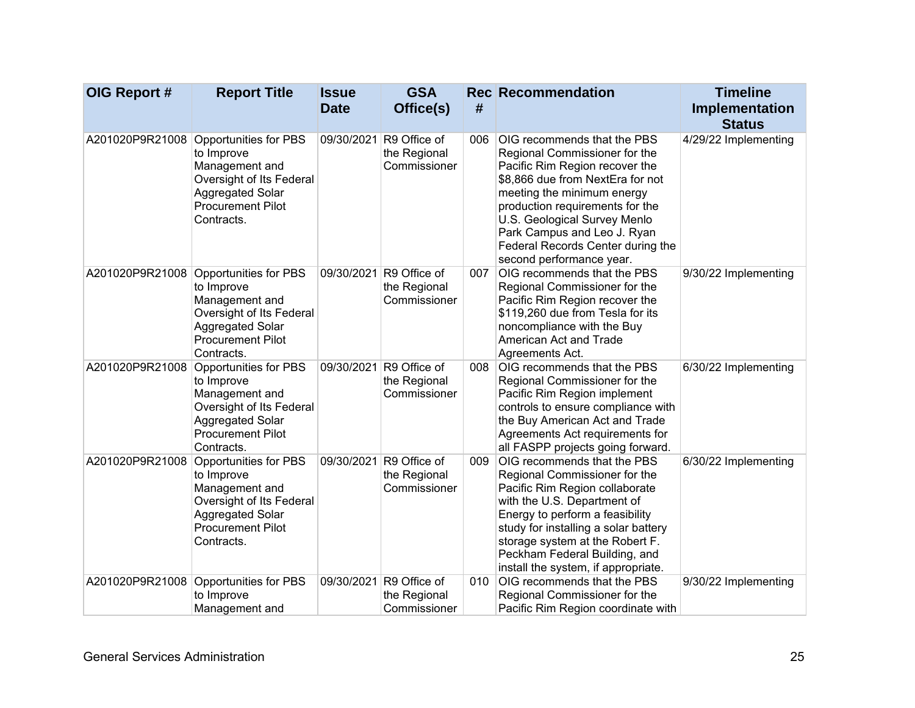| OIG Report # | Report Title | Issue Date | GSA Office(s) | Rec # | Recommendation | Timeline Implementation Status |
|---|---|---|---|---|---|---|
| A201020P9R21008 | Opportunities for PBS to Improve Management and Oversight of Its Federal Aggregated Solar Procurement Pilot Contracts. | 09/30/2021 | R9 Office of the Regional Commissioner | 006 | OIG recommends that the PBS Regional Commissioner for the Pacific Rim Region recover the $8,866 due from NextEra for not meeting the minimum energy production requirements for the U.S. Geological Survey Menlo Park Campus and Leo J. Ryan Federal Records Center during the second performance year. | 4/29/22 Implementing |
| A201020P9R21008 | Opportunities for PBS to Improve Management and Oversight of Its Federal Aggregated Solar Procurement Pilot Contracts. | 09/30/2021 | R9 Office of the Regional Commissioner | 007 | OIG recommends that the PBS Regional Commissioner for the Pacific Rim Region recover the $119,260 due from Tesla for its noncompliance with the Buy American Act and Trade Agreements Act. | 9/30/22 Implementing |
| A201020P9R21008 | Opportunities for PBS to Improve Management and Oversight of Its Federal Aggregated Solar Procurement Pilot Contracts. | 09/30/2021 | R9 Office of the Regional Commissioner | 008 | OIG recommends that the PBS Regional Commissioner for the Pacific Rim Region implement controls to ensure compliance with the Buy American Act and Trade Agreements Act requirements for all FASPP projects going forward. | 6/30/22 Implementing |
| A201020P9R21008 | Opportunities for PBS to Improve Management and Oversight of Its Federal Aggregated Solar Procurement Pilot Contracts. | 09/30/2021 | R9 Office of the Regional Commissioner | 009 | OIG recommends that the PBS Regional Commissioner for the Pacific Rim Region collaborate with the U.S. Department of Energy to perform a feasibility study for installing a solar battery storage system at the Robert F. Peckham Federal Building, and install the system, if appropriate. | 6/30/22 Implementing |
| A201020P9R21008 | Opportunities for PBS to Improve Management and | 09/30/2021 | R9 Office of the Regional Commissioner | 010 | OIG recommends that the PBS Regional Commissioner for the Pacific Rim Region coordinate with | 9/30/22 Implementing |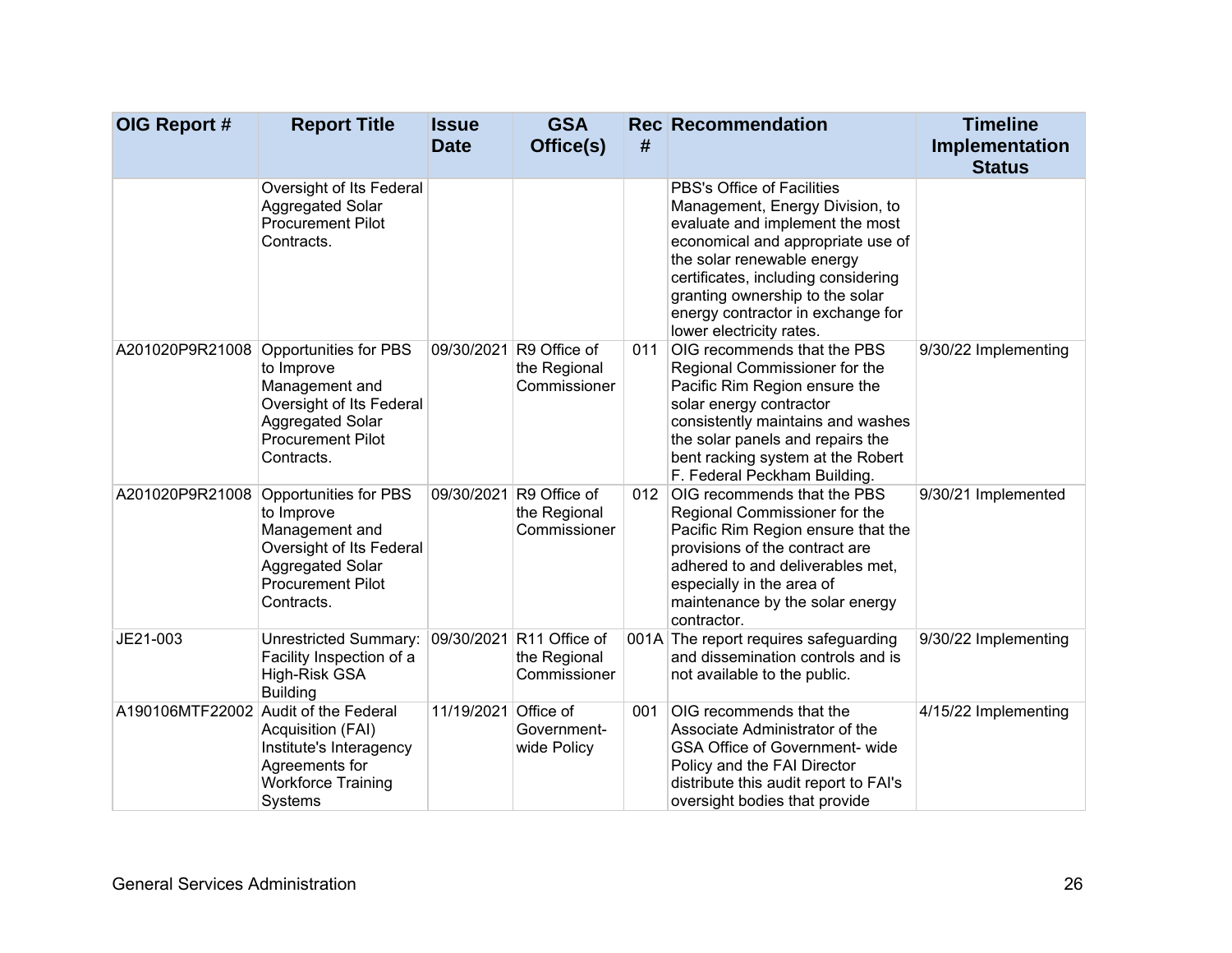| OIG Report # | Report Title | Issue Date | GSA Office(s) | Rec # | Recommendation | Timeline Implementation Status |
|---|---|---|---|---|---|---|
| | Oversight of Its Federal Aggregated Solar Procurement Pilot Contracts. | | | | PBS's Office of Facilities Management, Energy Division, to evaluate and implement the most economical and appropriate use of the solar renewable energy certificates, including considering granting ownership to the solar energy contractor in exchange for lower electricity rates. | |
| A201020P9R21008 | Opportunities for PBS to Improve Management and Oversight of Its Federal Aggregated Solar Procurement Pilot Contracts. | 09/30/2021 | R9 Office of the Regional Commissioner | 011 | OIG recommends that the PBS Regional Commissioner for the Pacific Rim Region ensure the solar energy contractor consistently maintains and washes the solar panels and repairs the bent racking system at the Robert F. Federal Peckham Building. | 9/30/22 Implementing |
| A201020P9R21008 | Opportunities for PBS to Improve Management and Oversight of Its Federal Aggregated Solar Procurement Pilot Contracts. | 09/30/2021 | R9 Office of the Regional Commissioner | 012 | OIG recommends that the PBS Regional Commissioner for the Pacific Rim Region ensure that the provisions of the contract are adhered to and deliverables met, especially in the area of maintenance by the solar energy contractor. | 9/30/21 Implemented |
| JE21-003 | Unrestricted Summary: Facility Inspection of a High-Risk GSA Building | 09/30/2021 | R11 Office of the Regional Commissioner | 001A | The report requires safeguarding and dissemination controls and is not available to the public. | 9/30/22 Implementing |
| A190106MTF22002 | Audit of the Federal Acquisition (FAI) Institute's Interagency Agreements for Workforce Training Systems | 11/19/2021 | Office of Government-wide Policy | 001 | OIG recommends that the Associate Administrator of the GSA Office of Government- wide Policy and the FAI Director distribute this audit report to FAI's oversight bodies that provide | 4/15/22 Implementing |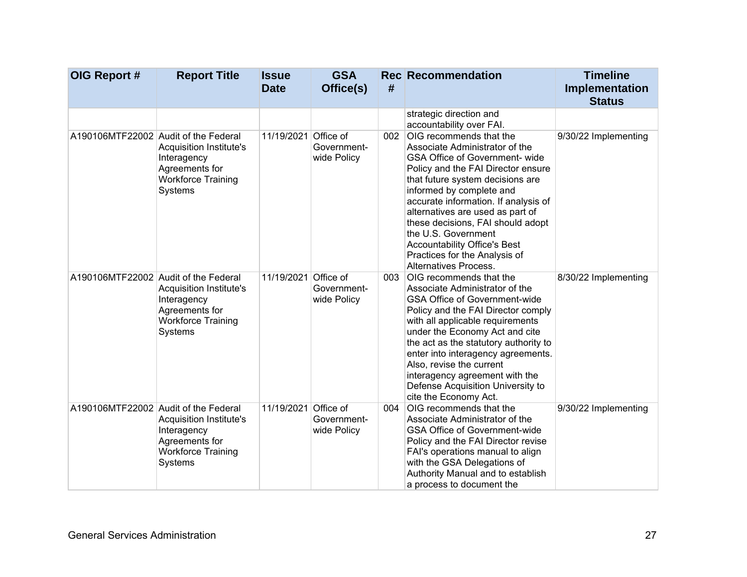| OIG Report # | Report Title | Issue Date | GSA Office(s) | Rec # | Recommendation | Timeline Implementation Status |
|---|---|---|---|---|---|---|
| | | | | | strategic direction and accountability over FAI. | |
| A190106MTF22002 | Audit of the Federal Acquisition Institute's Interagency Agreements for Workforce Training Systems | 11/19/2021 | Office of Government-wide Policy | 002 | OIG recommends that the Associate Administrator of the GSA Office of Government- wide Policy and the FAI Director ensure that future system decisions are informed by complete and accurate information. If analysis of alternatives are used as part of these decisions, FAI should adopt the U.S. Government Accountability Office's Best Practices for the Analysis of Alternatives Process. | 9/30/22 Implementing |
| A190106MTF22002 | Audit of the Federal Acquisition Institute's Interagency Agreements for Workforce Training Systems | 11/19/2021 | Office of Government-wide Policy | 003 | OIG recommends that the Associate Administrator of the GSA Office of Government-wide Policy and the FAI Director comply with all applicable requirements under the Economy Act and cite the act as the statutory authority to enter into interagency agreements. Also, revise the current interagency agreement with the Defense Acquisition University to cite the Economy Act. | 8/30/22 Implementing |
| A190106MTF22002 | Audit of the Federal Acquisition Institute's Interagency Agreements for Workforce Training Systems | 11/19/2021 | Office of Government-wide Policy | 004 | OIG recommends that the Associate Administrator of the GSA Office of Government-wide Policy and the FAI Director revise FAI's operations manual to align with the GSA Delegations of Authority Manual and to establish a process to document the | 9/30/22 Implementing |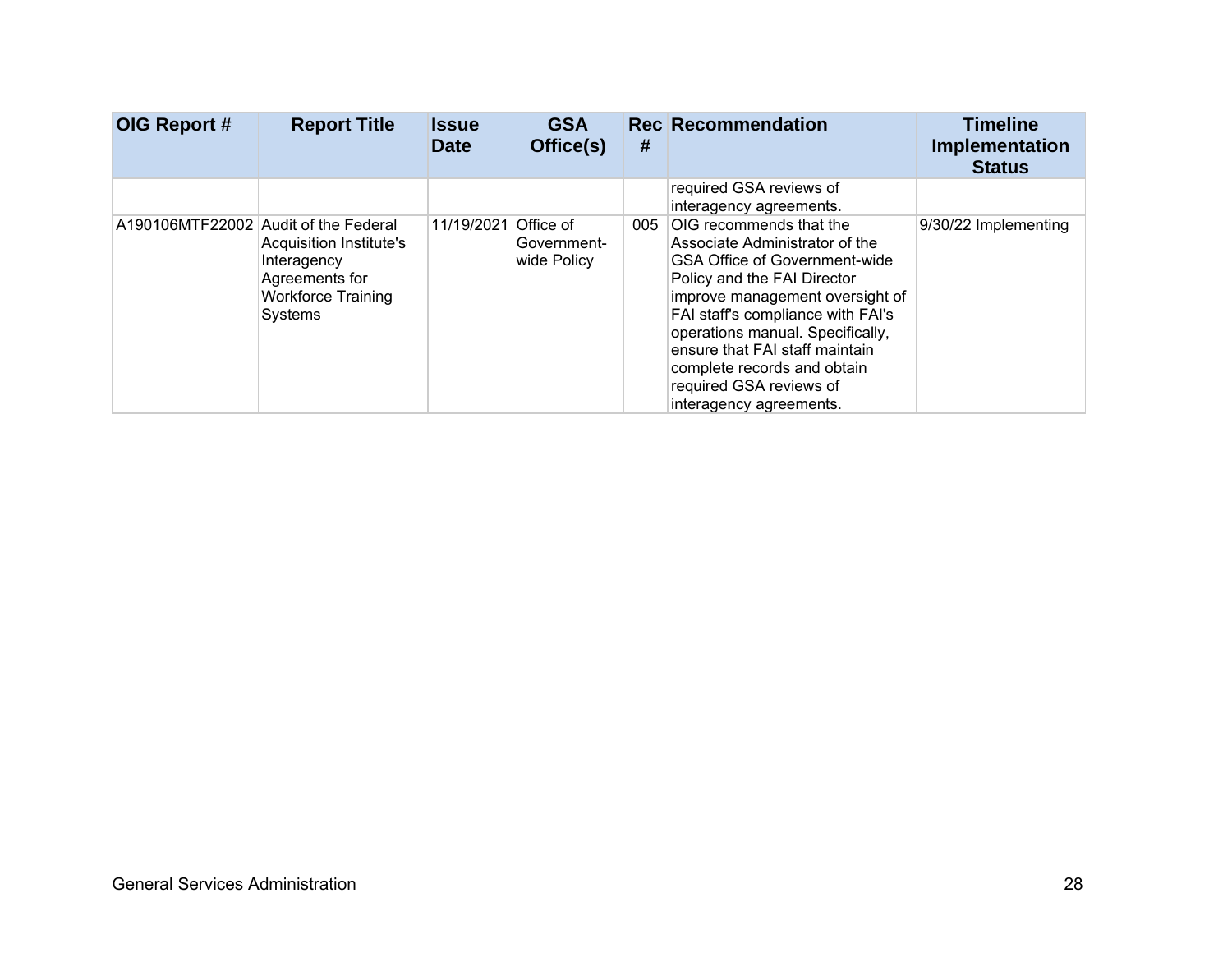| OIG Report # | Report Title | Issue Date | GSA Office(s) | Rec # | Recommendation | Timeline Implementation Status |
|---|---|---|---|---|---|---|
| | | | | | required GSA reviews of interagency agreements. | |
| A190106MTF22002 | Audit of the Federal Acquisition Institute's Interagency Agreements for Workforce Training Systems | 11/19/2021 | Office of Government-wide Policy | 005 | OIG recommends that the Associate Administrator of the GSA Office of Government-wide Policy and the FAI Director improve management oversight of FAI staff's compliance with FAI's operations manual. Specifically, ensure that FAI staff maintain complete records and obtain required GSA reviews of interagency agreements. | 9/30/22 Implementing |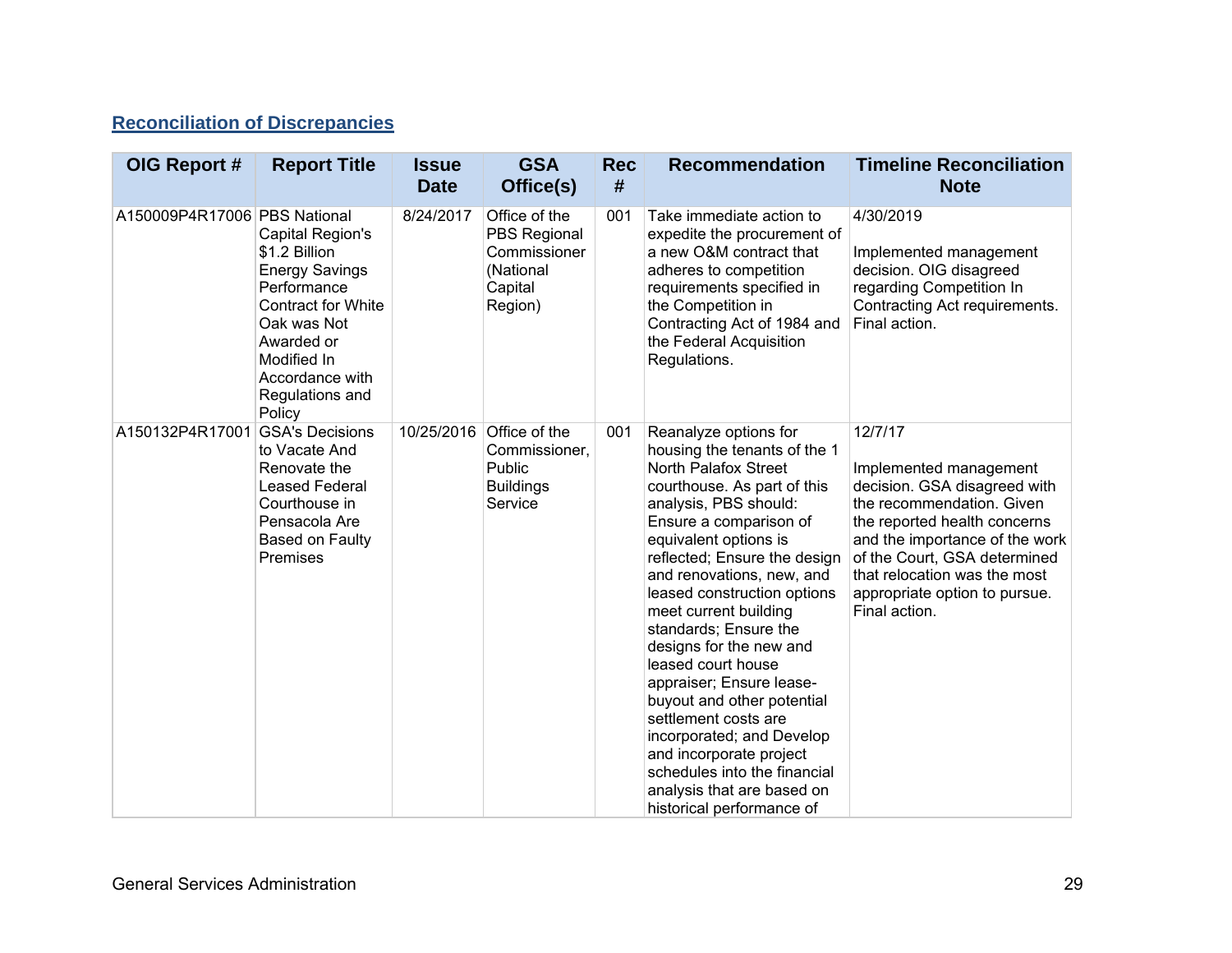## Reconciliation of Discrepancies

| OIG Report # | Report Title | Issue Date | GSA Office(s) | Rec # | Recommendation | Timeline Reconciliation Note |
|---|---|---|---|---|---|---|
| A150009P4R17006 | PBS National Capital Region's $1.2 Billion Energy Savings Performance Contract for White Oak was Not Awarded or Modified In Accordance with Regulations and Policy | 8/24/2017 | Office of the PBS Regional Commissioner (National Capital Region) | 001 | Take immediate action to expedite the procurement of a new O&M contract that adheres to competition requirements specified in the Competition in Contracting Act of 1984 and the Federal Acquisition Regulations. | 4/30/2019<br><br>Implemented management decision. OIG disagreed regarding Competition In Contracting Act requirements. Final action. |
| A150132P4R17001 | GSA's Decisions to Vacate And Renovate the Leased Federal Courthouse in Pensacola Are Based on Faulty Premises | 10/25/2016 | Office of the Commissioner, Public Buildings Service | 001 | Reanalyze options for housing the tenants of the 1 North Palafox Street courthouse. As part of this analysis, PBS should: Ensure a comparison of equivalent options is reflected; Ensure the design and renovations, new, and leased construction options meet current building standards; Ensure the designs for the new and leased court house appraiser; Ensure lease-buyout and other potential settlement costs are incorporated; and Develop and incorporate project schedules into the financial analysis that are based on historical performance of | 12/7/17<br><br>Implemented management decision. GSA disagreed with the recommendation. Given the reported health concerns and the importance of the work of the Court, GSA determined that relocation was the most appropriate option to pursue. Final action. |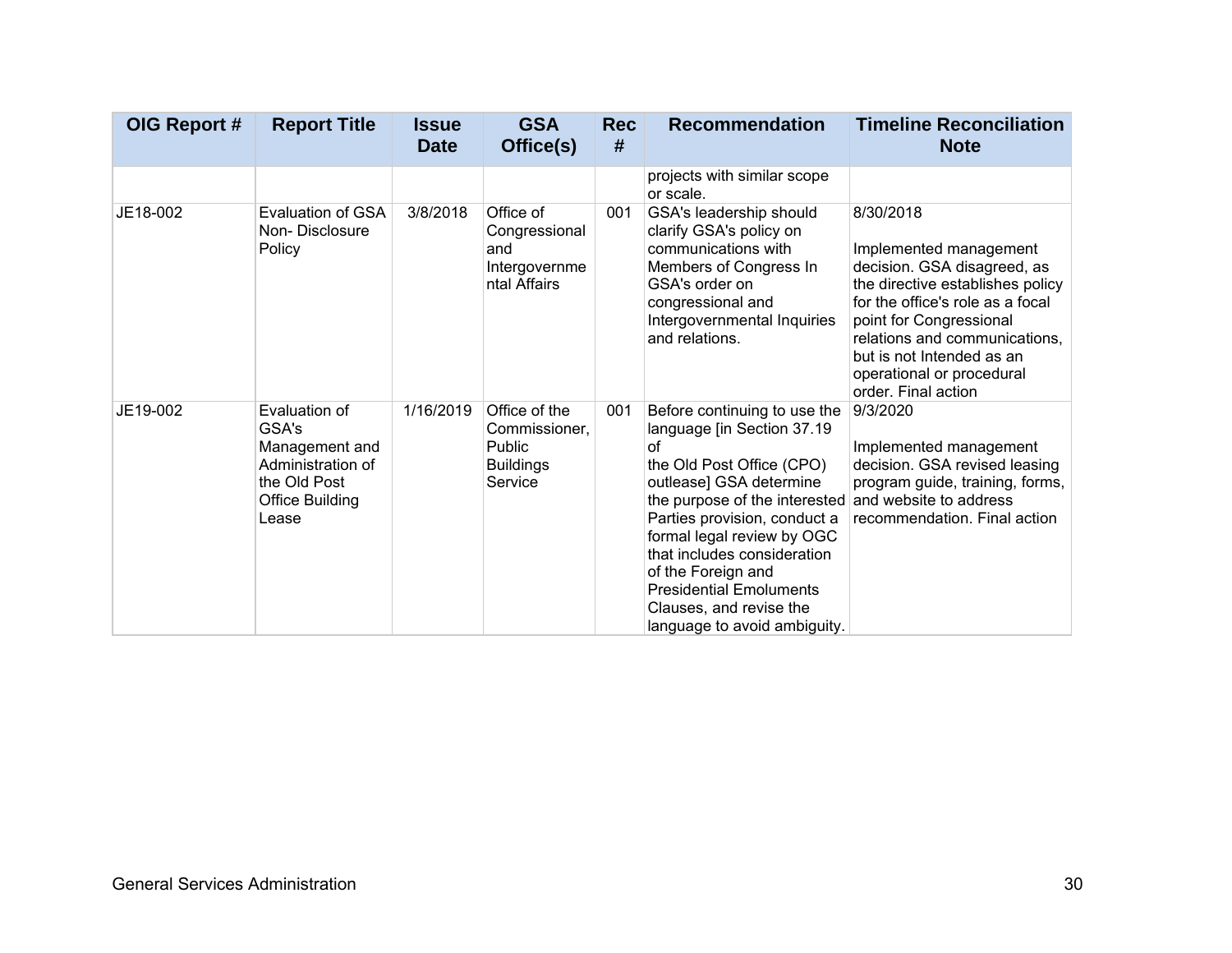| OIG Report # | Report Title | Issue Date | GSA Office(s) | Rec # | Recommendation | Timeline Reconciliation Note |
|---|---|---|---|---|---|---|
| | | | | | projects with similar scope or scale. | |
| JE18-002 | Evaluation of GSA Non- Disclosure Policy | 3/8/2018 | Office of Congressional and Intergovernmental Affairs | 001 | GSA's leadership should clarify GSA's policy on communications with Members of Congress In GSA's order on congressional and Intergovernmental Inquiries and relations. | 8/30/2018<br><br>Implemented management decision. GSA disagreed, as the directive establishes policy for the office's role as a focal point for Congressional relations and communications, but is not Intended as an operational or procedural order. Final action |
| JE19-002 | Evaluation of GSA's Management and Administration of the Old Post Office Building Lease | 1/16/2019 | Office of the Commissioner, Public Buildings Service | 001 | Before continuing to use the language [in Section 37.19 of the Old Post Office (CPO) outlease] GSA determine the purpose of the interested Parties provision, conduct a formal legal review by OGC that includes consideration of the Foreign and Presidential Emoluments Clauses, and revise the language to avoid ambiguity. | 9/3/2020<br><br>Implemented management decision. GSA revised leasing program guide, training, forms, and website to address recommendation. Final action |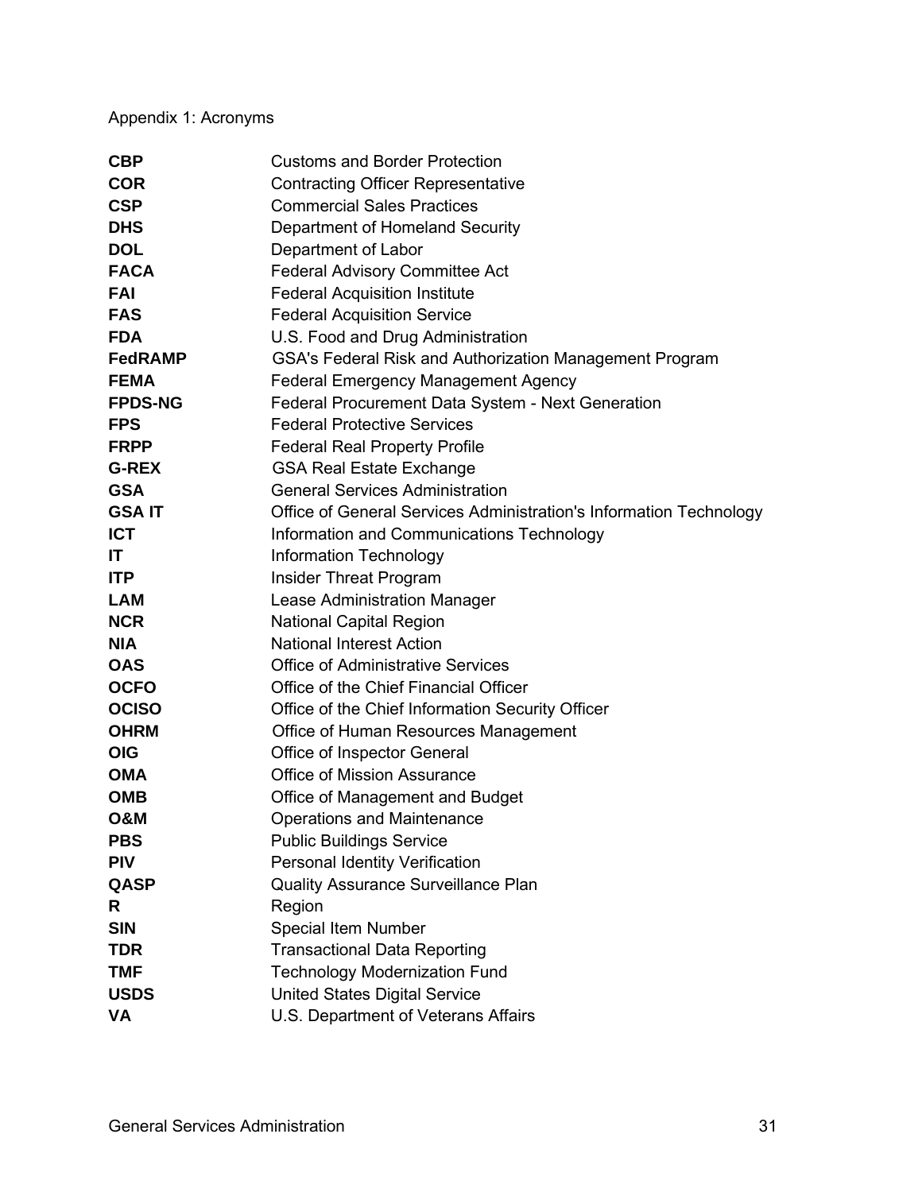Appendix 1: Acronyms

| | |
|---|---|
| **CBP** | Customs and Border Protection |
| **COR** | Contracting Officer Representative |
| **CSP** | Commercial Sales Practices |
| **DHS** | Department of Homeland Security |
| **DOL** | Department of Labor |
| **FACA** | Federal Advisory Committee Act |
| **FAI** | Federal Acquisition Institute |
| **FAS** | Federal Acquisition Service |
| **FDA** | U.S. Food and Drug Administration |
| **FedRAMP** | GSA's Federal Risk and Authorization Management Program |
| **FEMA** | Federal Emergency Management Agency |
| **FPDS-NG** | Federal Procurement Data System - Next Generation |
| **FPS** | Federal Protective Services |
| **FRPP** | Federal Real Property Profile |
| **G-REX** | GSA Real Estate Exchange |
| **GSA** | General Services Administration |
| **GSA IT** | Office of General Services Administration's Information Technology |
| **ICT** | Information and Communications Technology |
| **IT** | Information Technology |
| **ITP** | Insider Threat Program |
| **LAM** | Lease Administration Manager |
| **NCR** | National Capital Region |
| **NIA** | National Interest Action |
| **OAS** | Office of Administrative Services |
| **OCFO** | Office of the Chief Financial Officer |
| **OCISO** | Office of the Chief Information Security Officer |
| **OHRM** | Office of Human Resources Management |
| **OIG** | Office of Inspector General |
| **OMA** | Office of Mission Assurance |
| **OMB** | Office of Management and Budget |
| **O&M** | Operations and Maintenance |
| **PBS** | Public Buildings Service |
| **PIV** | Personal Identity Verification |
| **QASP** | Quality Assurance Surveillance Plan |
| **R** | Region |
| **SIN** | Special Item Number |
| **TDR** | Transactional Data Reporting |
| **TMF** | Technology Modernization Fund |
| **USDS** | United States Digital Service |
| **VA** | U.S. Department of Veterans Affairs |